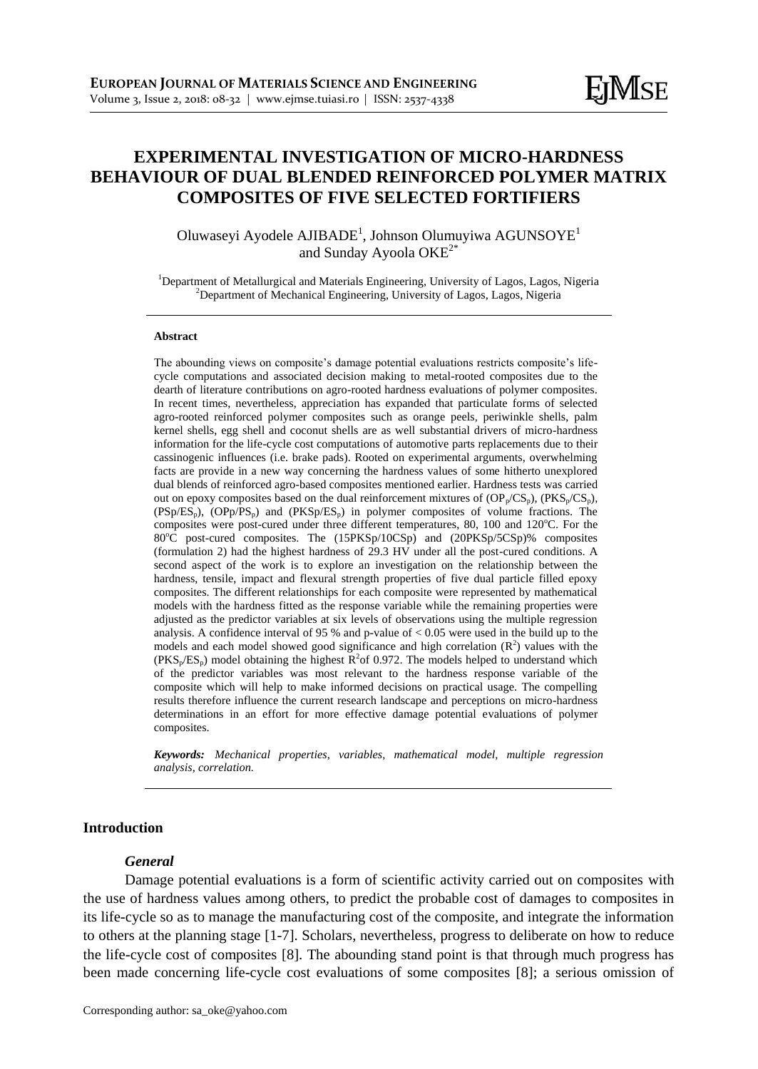# EXPERIMENTAL INVESTIGATION OF MICRO-HARDNESS BEHAVIOUR OF DUAL BLENDED REINFORCED POLYMER MATRIX COMPOSITES OF FIVE SELECTED FORTIFIERS

Oluwaseyi Ayodele AJIBADE[1], Johnson Olumuyiwa AGUNSOYE[1] and Sunday Ayoola OKE[2*]

[1]Department of Metallurgical and Materials Engineering, University of Lagos, Lagos, Nigeria
[2]Department of Mechanical Engineering, University of Lagos, Lagos, Nigeria

#### Abstract

The abounding views on composite's damage potential evaluations restricts composite's life-cycle computations and associated decision making to metal-rooted composites due to the dearth of literature contributions on agro-rooted hardness evaluations of polymer composites. In recent times, nevertheless, appreciation has expanded that particulate forms of selected agro-rooted reinforced polymer composites such as orange peels, periwinkle shells, palm kernel shells, egg shell and coconut shells are as well substantial drivers of micro-hardness information for the life-cycle cost computations of automotive parts replacements due to their cassinogenic influences (i.e. brake pads). Rooted on experimental arguments, overwhelming facts are provide in a new way concerning the hardness values of some hitherto unexplored dual blends of reinforced agro-based composites mentioned earlier. Hardness tests was carried out on epoxy composites based on the dual reinforcement mixtures of ($OP_p/CS_p$), ($PKS_p/CS_p$), ($PSp/ES_p$), ($OPp/PS_p$) and ($PKSp/ES_p$) in polymer composites of volume fractions. The composites were post-cured under three different temperatures, 80, 100 and 120°C. For the 80°C post-cured composites. The (15PKSp/10CSp) and (20PKSp/5CSp)% composites (formulation 2) had the highest hardness of 29.3 HV under all the post-cured conditions. A second aspect of the work is to explore an investigation on the relationship between the hardness, tensile, impact and flexural strength properties of five dual particle filled epoxy composites. The different relationships for each composite were represented by mathematical models with the hardness fitted as the response variable while the remaining properties were adjusted as the predictor variables at six levels of observations using the multiple regression analysis. A confidence interval of 95 % and p-value of < 0.05 were used in the build up to the models and each model showed good significance and high correlation ($R^2$) values with the ($PKS_p/ES_p$) model obtaining the highest $R^2$of 0.972. The models helped to understand which of the predictor variables was most relevant to the hardness response variable of the composite which will help to make informed decisions on practical usage. The compelling results therefore influence the current research landscape and perceptions on micro-hardness determinations in an effort for more effective damage potential evaluations of polymer composites.

***Keywords:*** *Mechanical properties, variables, mathematical model, multiple regression analysis, correlation.*

## Introduction

### *General*

Damage potential evaluations is a form of scientific activity carried out on composites with the use of hardness values among others, to predict the probable cost of damages to composites in its life-cycle so as to manage the manufacturing cost of the composite, and integrate the information to others at the planning stage [1-7]. Scholars, nevertheless, progress to deliberate on how to reduce the life-cycle cost of composites [8]. The abounding stand point is that through much progress has been made concerning life-cycle cost evaluations of some composites [8]; a serious omission of

Corresponding author: sa_oke@yahoo.com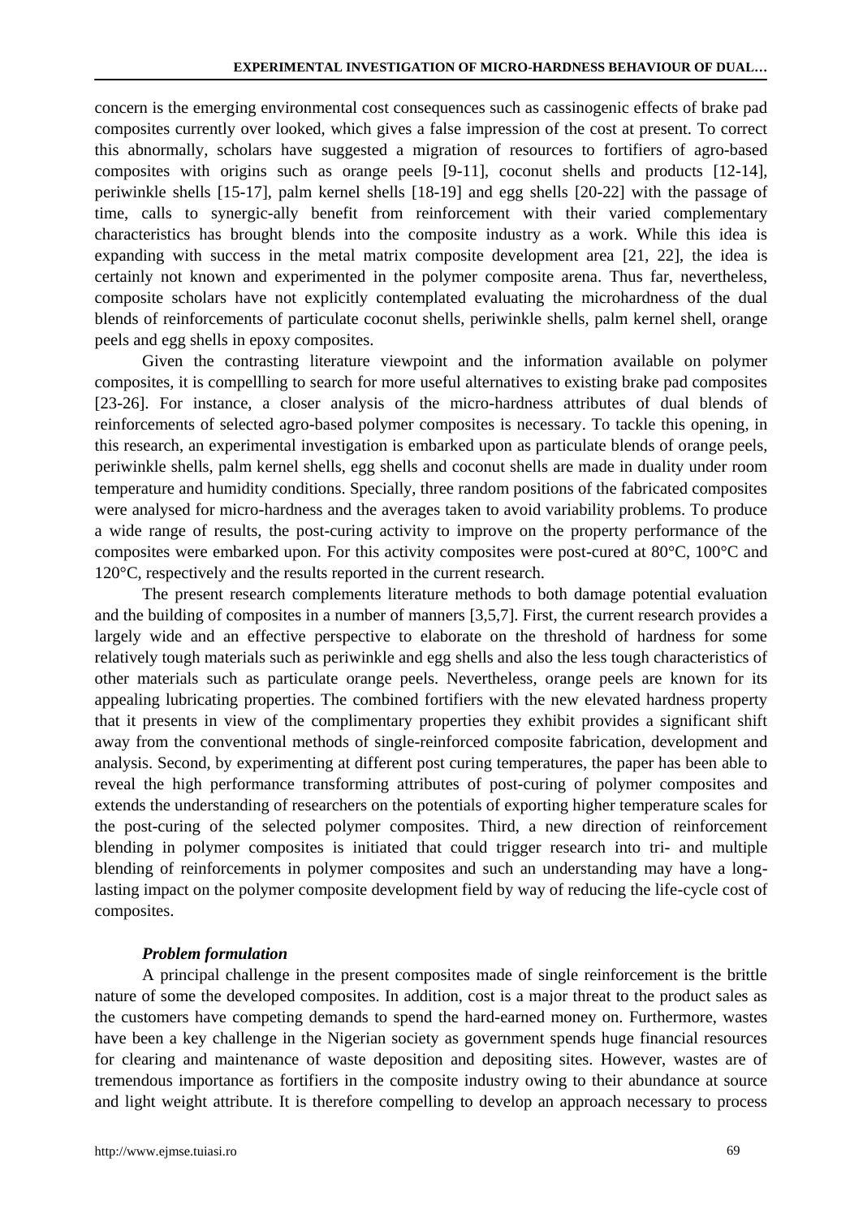concern is the emerging environmental cost consequences such as cassinogenic effects of brake pad composites currently over looked, which gives a false impression of the cost at present. To correct this abnormally, scholars have suggested a migration of resources to fortifiers of agro-based composites with origins such as orange peels [9-11], coconut shells and products [12-14], periwinkle shells [15-17], palm kernel shells [18-19] and egg shells [20-22] with the passage of time, calls to synergic-ally benefit from reinforcement with their varied complementary characteristics has brought blends into the composite industry as a work. While this idea is expanding with success in the metal matrix composite development area [21, 22], the idea is certainly not known and experimented in the polymer composite arena. Thus far, nevertheless, composite scholars have not explicitly contemplated evaluating the microhardness of the dual blends of reinforcements of particulate coconut shells, periwinkle shells, palm kernel shell, orange peels and egg shells in epoxy composites.

Given the contrasting literature viewpoint and the information available on polymer composites, it is compellling to search for more useful alternatives to existing brake pad composites [23-26]. For instance, a closer analysis of the micro-hardness attributes of dual blends of reinforcements of selected agro-based polymer composites is necessary. To tackle this opening, in this research, an experimental investigation is embarked upon as particulate blends of orange peels, periwinkle shells, palm kernel shells, egg shells and coconut shells are made in duality under room temperature and humidity conditions. Specially, three random positions of the fabricated composites were analysed for micro-hardness and the averages taken to avoid variability problems. To produce a wide range of results, the post-curing activity to improve on the property performance of the composites were embarked upon. For this activity composites were post-cured at 80°C, 100°C and 120°C, respectively and the results reported in the current research.

The present research complements literature methods to both damage potential evaluation and the building of composites in a number of manners [3,5,7]. First, the current research provides a largely wide and an effective perspective to elaborate on the threshold of hardness for some relatively tough materials such as periwinkle and egg shells and also the less tough characteristics of other materials such as particulate orange peels. Nevertheless, orange peels are known for its appealing lubricating properties. The combined fortifiers with the new elevated hardness property that it presents in view of the complimentary properties they exhibit provides a significant shift away from the conventional methods of single-reinforced composite fabrication, development and analysis. Second, by experimenting at different post curing temperatures, the paper has been able to reveal the high performance transforming attributes of post-curing of polymer composites and extends the understanding of researchers on the potentials of exporting higher temperature scales for the post-curing of the selected polymer composites. Third, a new direction of reinforcement blending in polymer composites is initiated that could trigger research into tri- and multiple blending of reinforcements in polymer composites and such an understanding may have a long-lasting impact on the polymer composite development field by way of reducing the life-cycle cost of composites.

### *Problem formulation*

A principal challenge in the present composites made of single reinforcement is the brittle nature of some the developed composites. In addition, cost is a major threat to the product sales as the customers have competing demands to spend the hard-earned money on. Furthermore, wastes have been a key challenge in the Nigerian society as government spends huge financial resources for clearing and maintenance of waste deposition and depositing sites. However, wastes are of tremendous importance as fortifiers in the composite industry owing to their abundance at source and light weight attribute. It is therefore compelling to develop an approach necessary to process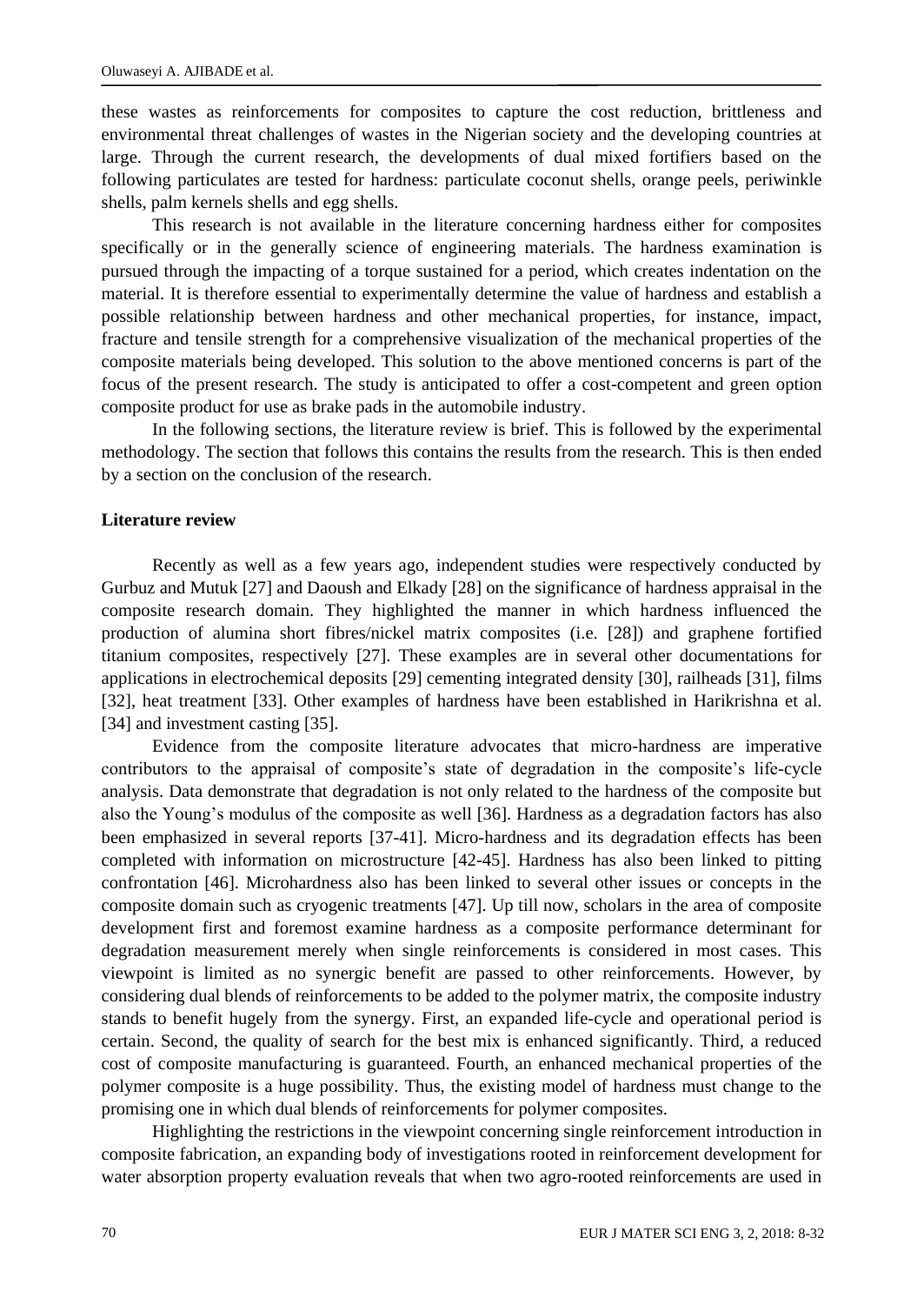these wastes as reinforcements for composites to capture the cost reduction, brittleness and environmental threat challenges of wastes in the Nigerian society and the developing countries at large. Through the current research, the developments of dual mixed fortifiers based on the following particulates are tested for hardness: particulate coconut shells, orange peels, periwinkle shells, palm kernels shells and egg shells.

This research is not available in the literature concerning hardness either for composites specifically or in the generally science of engineering materials. The hardness examination is pursued through the impacting of a torque sustained for a period, which creates indentation on the material. It is therefore essential to experimentally determine the value of hardness and establish a possible relationship between hardness and other mechanical properties, for instance, impact, fracture and tensile strength for a comprehensive visualization of the mechanical properties of the composite materials being developed. This solution to the above mentioned concerns is part of the focus of the present research. The study is anticipated to offer a cost-competent and green option composite product for use as brake pads in the automobile industry.

In the following sections, the literature review is brief. This is followed by the experimental methodology. The section that follows this contains the results from the research. This is then ended by a section on the conclusion of the research.

## Literature review

Recently as well as a few years ago, independent studies were respectively conducted by Gurbuz and Mutuk [27] and Daoush and Elkady [28] on the significance of hardness appraisal in the composite research domain. They highlighted the manner in which hardness influenced the production of alumina short fibres/nickel matrix composites (i.e. [28]) and graphene fortified titanium composites, respectively [27]. These examples are in several other documentations for applications in electrochemical deposits [29] cementing integrated density [30], railheads [31], films [32], heat treatment [33]. Other examples of hardness have been established in Harikrishna et al. [34] and investment casting [35].

Evidence from the composite literature advocates that micro-hardness are imperative contributors to the appraisal of composite's state of degradation in the composite's life-cycle analysis. Data demonstrate that degradation is not only related to the hardness of the composite but also the Young's modulus of the composite as well [36]. Hardness as a degradation factors has also been emphasized in several reports [37-41]. Micro-hardness and its degradation effects has been completed with information on microstructure [42-45]. Hardness has also been linked to pitting confrontation [46]. Microhardness also has been linked to several other issues or concepts in the composite domain such as cryogenic treatments [47]. Up till now, scholars in the area of composite development first and foremost examine hardness as a composite performance determinant for degradation measurement merely when single reinforcements is considered in most cases. This viewpoint is limited as no synergic benefit are passed to other reinforcements. However, by considering dual blends of reinforcements to be added to the polymer matrix, the composite industry stands to benefit hugely from the synergy. First, an expanded life-cycle and operational period is certain. Second, the quality of search for the best mix is enhanced significantly. Third, a reduced cost of composite manufacturing is guaranteed. Fourth, an enhanced mechanical properties of the polymer composite is a huge possibility. Thus, the existing model of hardness must change to the promising one in which dual blends of reinforcements for polymer composites.

Highlighting the restrictions in the viewpoint concerning single reinforcement introduction in composite fabrication, an expanding body of investigations rooted in reinforcement development for water absorption property evaluation reveals that when two agro-rooted reinforcements are used in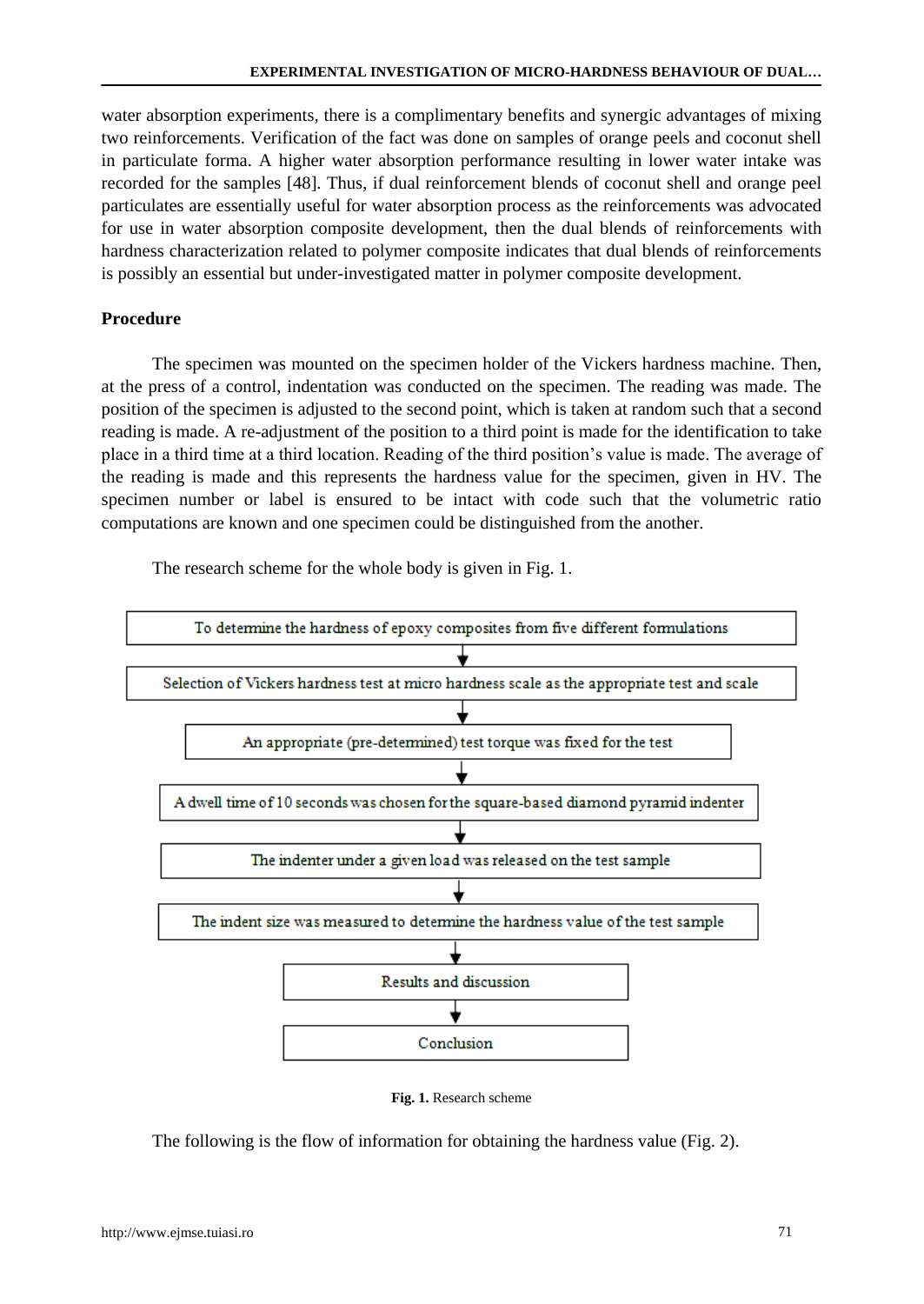water absorption experiments, there is a complimentary benefits and synergic advantages of mixing two reinforcements. Verification of the fact was done on samples of orange peels and coconut shell in particulate forma. A higher water absorption performance resulting in lower water intake was recorded for the samples [48]. Thus, if dual reinforcement blends of coconut shell and orange peel particulates are essentially useful for water absorption process as the reinforcements was advocated for use in water absorption composite development, then the dual blends of reinforcements with hardness characterization related to polymer composite indicates that dual blends of reinforcements is possibly an essential but under-investigated matter in polymer composite development.

**Procedure**

The specimen was mounted on the specimen holder of the Vickers hardness machine. Then, at the press of a control, indentation was conducted on the specimen. The reading was made. The position of the specimen is adjusted to the second point, which is taken at random such that a second reading is made. A re-adjustment of the position to a third point is made for the identification to take place in a third time at a third location. Reading of the third position's value is made. The average of the reading is made and this represents the hardness value for the specimen, given in HV. The specimen number or label is ensured to be intact with code such that the volumetric ratio computations are known and one specimen could be distinguished from the another.

The research scheme for the whole body is given in Fig. 1.

To determine the hardness of epoxy composites from five different formulations

↓

Selection of Vickers hardness test at micro hardness scale as the appropriate test and scale

↓

An appropriate (pre-determined) test torque was fixed for the test

↓

A dwell time of 10 seconds was chosen for the square-based diamond pyramid indenter

↓

The indenter under a given load was released on the test sample

↓

The indent size was measured to determine the hardness value of the test sample

↓

Results and discussion

↓

Conclusion

**Fig. 1.** Research scheme

The following is the flow of information for obtaining the hardness value (Fig. 2).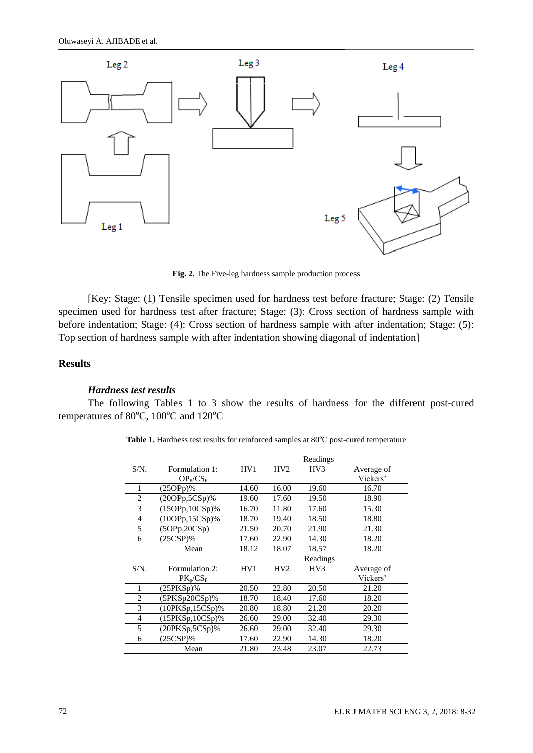Leg 2

Leg 3

Leg 4

Leg 1

Leg 5

**Fig. 2.** The Five-leg hardness sample production process

[Key: Stage: (1) Tensile specimen used for hardness test before fracture; Stage: (2) Tensile specimen used for hardness test after fracture; Stage: (3): Cross section of hardness sample with before indentation; Stage: (4): Cross section of hardness sample with after indentation; Stage: (5): Top section of hardness sample with after indentation showing diagonal of indentation]

## Results

### *Hardness test results*

The following Tables 1 to 3 show the results of hardness for the different post-cured temperatures of 80°C, 100°C and 120°C

**Table 1.** Hardness test results for reinforced samples at 80°C post-cured temperature

| | | Readings | | | |
|---|---|---|---|---|---|
| S/N. | Formulation 1: $OP_P/CS_P$ | HV1 | HV2 | HV3 | Average of Vickers' |
| 1 | (25OPp)% | 14.60 | 16.00 | 19.60 | 16.70 |
| 2 | (20OPp,5CSp)% | 19.60 | 17.60 | 19.50 | 18.90 |
| 3 | (15OPp,10CSp)% | 16.70 | 11.80 | 17.60 | 15.30 |
| 4 | (10OPp,15CSp)% | 18.70 | 19.40 | 18.50 | 18.80 |
| 5 | (5OPp,20CSp) | 21.50 | 20.70 | 21.90 | 21.30 |
| 6 | (25CSP)% | 17.60 | 22.90 | 14.30 | 18.20 |
| | Mean | 18.12 | 18.07 | 18.57 | 18.20 |
| | | Readings | | | |
| S/N. | Formulation 2: $PK_p/CS_P$ | HV1 | HV2 | HV3 | Average of Vickers' |
| 1 | (25PKSp)% | 20.50 | 22.80 | 20.50 | 21.20 |
| 2 | (5PKSp20CSp)% | 18.70 | 18.40 | 17.60 | 18.20 |
| 3 | (10PKSp,15CSp)% | 20.80 | 18.80 | 21.20 | 20.20 |
| 4 | (15PKSp,10CSp)% | 26.60 | 29.00 | 32.40 | 29.30 |
| 5 | (20PKSp,5CSp)% | 26.60 | 29.00 | 32.40 | 29.30 |
| 6 | (25CSP)% | 17.60 | 22.90 | 14.30 | 18.20 |
| | Mean | 21.80 | 23.48 | 23.07 | 22.73 |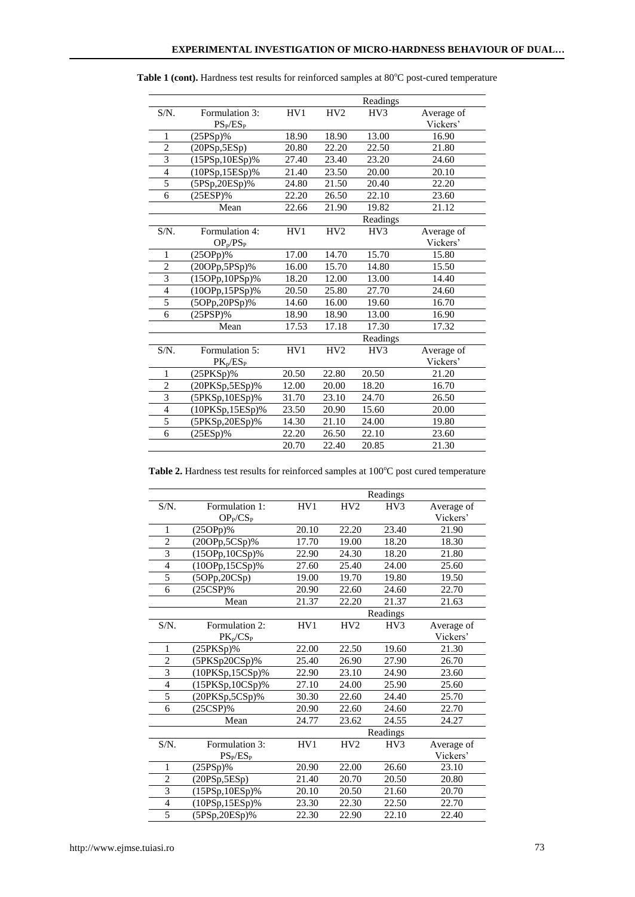**Table 1 (cont).** Hardness test results for reinforced samples at 80°C post-cured temperature

| | | Readings | | | |
|---|---|---|---|---|---|
| S/N. | Formulation 3: $PS_P/ES_P$ | HV1 | HV2 | HV3 | Average of Vickers' |
| 1 | (25PSp)% | 18.90 | 18.90 | 13.00 | 16.90 |
| 2 | (20PSp,5ESp) | 20.80 | 22.20 | 22.50 | 21.80 |
| 3 | (15PSp,10ESp)% | 27.40 | 23.40 | 23.20 | 24.60 |
| 4 | (10PSp,15ESp)% | 21.40 | 23.50 | 20.00 | 20.10 |
| 5 | (5PSp,20ESp)% | 24.80 | 21.50 | 20.40 | 22.20 |
| 6 | (25ESP)% | 22.20 | 26.50 | 22.10 | 23.60 |
| | Mean | 22.66 | 21.90 | 19.82 | 21.12 |
| | | Readings | | | |
| S/N. | Formulation 4: $OP_p/PS_P$ | HV1 | HV2 | HV3 | Average of Vickers' |
| 1 | (25OPp)% | 17.00 | 14.70 | 15.70 | 15.80 |
| 2 | (20OPp,5PSp)% | 16.00 | 15.70 | 14.80 | 15.50 |
| 3 | (15OPp,10PSp)% | 18.20 | 12.00 | 13.00 | 14.40 |
| 4 | (10OPp,15PSp)% | 20.50 | 25.80 | 27.70 | 24.60 |
| 5 | (5OPp,20PSp)% | 14.60 | 16.00 | 19.60 | 16.70 |
| 6 | (25PSP)% | 18.90 | 18.90 | 13.00 | 16.90 |
| | Mean | 17.53 | 17.18 | 17.30 | 17.32 |
| | | Readings | | | |
| S/N. | Formulation 5: $PK_p/ES_P$ | HV1 | HV2 | HV3 | Average of Vickers' |
| 1 | (25PKSp)% | 20.50 | 22.80 | 20.50 | 21.20 |
| 2 | (20PKSp,5ESp)% | 12.00 | 20.00 | 18.20 | 16.70 |
| 3 | (5PKSp,10ESp)% | 31.70 | 23.10 | 24.70 | 26.50 |
| 4 | (10PKSp,15ESp)% | 23.50 | 20.90 | 15.60 | 20.00 |
| 5 | (5PKSp,20ESp)% | 14.30 | 21.10 | 24.00 | 19.80 |
| 6 | (25ESp)% | 22.20 | 26.50 | 22.10 | 23.60 |
| | | 20.70 | 22.40 | 20.85 | 21.30 |

**Table 2.** Hardness test results for reinforced samples at 100°C post cured temperature

| | | Readings | | | |
|---|---|---|---|---|---|
| S/N. | Formulation 1: $OP_P/CS_P$ | HV1 | HV2 | HV3 | Average of Vickers' |
| 1 | (25OPp)% | 20.10 | 22.20 | 23.40 | 21.90 |
| 2 | (20OPp,5CSp)% | 17.70 | 19.00 | 18.20 | 18.30 |
| 3 | (15OPp,10CSp)% | 22.90 | 24.30 | 18.20 | 21.80 |
| 4 | (10OPp,15CSp)% | 27.60 | 25.40 | 24.00 | 25.60 |
| 5 | (5OPp,20CSp) | 19.00 | 19.70 | 19.80 | 19.50 |
| 6 | (25CSP)% | 20.90 | 22.60 | 24.60 | 22.70 |
| | Mean | 21.37 | 22.20 | 21.37 | 21.63 |
| | | Readings | | | |
| S/N. | Formulation 2: $PK_p/CS_P$ | HV1 | HV2 | HV3 | Average of Vickers' |
| 1 | (25PKSp)% | 22.00 | 22.50 | 19.60 | 21.30 |
| 2 | (5PKSp20CSp)% | 25.40 | 26.90 | 27.90 | 26.70 |
| 3 | (10PKSp,15CSp)% | 22.90 | 23.10 | 24.90 | 23.60 |
| 4 | (15PKSp,10CSp)% | 27.10 | 24.00 | 25.90 | 25.60 |
| 5 | (20PKSp,5CSp)% | 30.30 | 22.60 | 24.40 | 25.70 |
| 6 | (25CSP)% | 20.90 | 22.60 | 24.60 | 22.70 |
| | Mean | 24.77 | 23.62 | 24.55 | 24.27 |
| | | Readings | | | |
| S/N. | Formulation 3: $PS_P/ES_P$ | HV1 | HV2 | HV3 | Average of Vickers' |
| 1 | (25PSp)% | 20.90 | 22.00 | 26.60 | 23.10 |
| 2 | (20PSp,5ESp) | 21.40 | 20.70 | 20.50 | 20.80 |
| 3 | (15PSp,10ESp)% | 20.10 | 20.50 | 21.60 | 20.70 |
| 4 | (10PSp,15ESp)% | 23.30 | 22.30 | 22.50 | 22.70 |
| 5 | (5PSp,20ESp)% | 22.30 | 22.90 | 22.10 | 22.40 |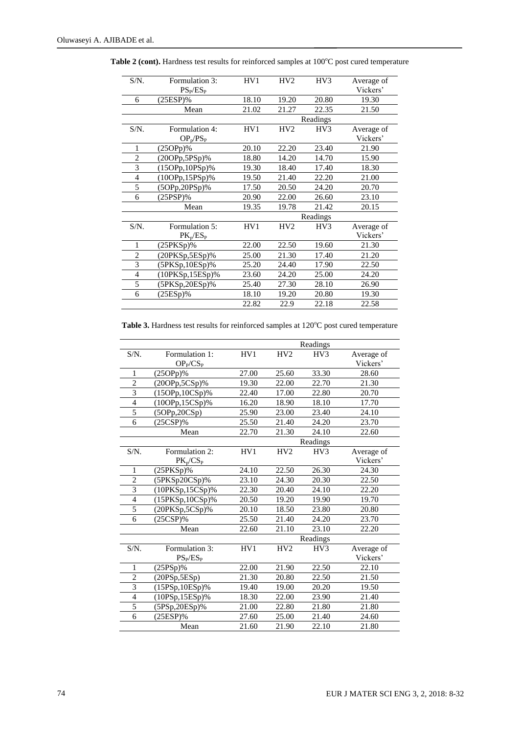**Table 2 (cont).** Hardness test results for reinforced samples at 100°C post cured temperature

| S/N. | Formulation 3: $PS_P/ES_P$ | HV1 | HV2 | HV3 | Average of Vickers' |
|---|---|---|---|---|---|
| 6 | (25ESP)% | 18.10 | 19.20 | 20.80 | 19.30 |
| | Mean | 21.02 | 21.27 | 22.35 | 21.50 |
| | | | | Readings | |
| S/N. | Formulation 4: $OP_p/PS_P$ | HV1 | HV2 | HV3 | Average of Vickers' |
| 1 | (25OPp)% | 20.10 | 22.20 | 23.40 | 21.90 |
| 2 | (20OPp,5PSp)% | 18.80 | 14.20 | 14.70 | 15.90 |
| 3 | (15OPp,10PSp)% | 19.30 | 18.40 | 17.40 | 18.30 |
| 4 | (10OPp,15PSp)% | 19.50 | 21.40 | 22.20 | 21.00 |
| 5 | (5OPp,20PSp)% | 17.50 | 20.50 | 24.20 | 20.70 |
| 6 | (25PSP)% | 20.90 | 22.00 | 26.60 | 23.10 |
| | Mean | 19.35 | 19.78 | 21.42 | 20.15 |
| | | | | Readings | |
| S/N. | Formulation 5: $PK_p/ES_P$ | HV1 | HV2 | HV3 | Average of Vickers' |
| 1 | (25PKSp)% | 22.00 | 22.50 | 19.60 | 21.30 |
| 2 | (20PKSp,5ESp)% | 25.00 | 21.30 | 17.40 | 21.20 |
| 3 | (5PKSp,10ESp)% | 25.20 | 24.40 | 17.90 | 22.50 |
| 4 | (10PKSp,15ESp)% | 23.60 | 24.20 | 25.00 | 24.20 |
| 5 | (5PKSp,20ESp)% | 25.40 | 27.30 | 28.10 | 26.90 |
| 6 | (25ESp)% | 18.10 | 19.20 | 20.80 | 19.30 |
| | | 22.82 | 22.9 | 22.18 | 22.58 |

**Table 3.** Hardness test results for reinforced samples at 120°C post cured temperature

| | | | | Readings | |
|---|---|---|---|---|---|
| S/N. | Formulation 1: $OP_P/CS_P$ | HV1 | HV2 | HV3 | Average of Vickers' |
| 1 | (25OPp)% | 27.00 | 25.60 | 33.30 | 28.60 |
| 2 | (20OPp,5CSp)% | 19.30 | 22.00 | 22.70 | 21.30 |
| 3 | (15OPp,10CSp)% | 22.40 | 17.00 | 22.80 | 20.70 |
| 4 | (10OPp,15CSp)% | 16.20 | 18.90 | 18.10 | 17.70 |
| 5 | (5OPp,20CSp) | 25.90 | 23.00 | 23.40 | 24.10 |
| 6 | (25CSP)% | 25.50 | 21.40 | 24.20 | 23.70 |
| | Mean | 22.70 | 21.30 | 24.10 | 22.60 |
| | | | | Readings | |
| S/N. | Formulation 2: $PK_p/CS_P$ | HV1 | HV2 | HV3 | Average of Vickers' |
| 1 | (25PKSp)% | 24.10 | 22.50 | 26.30 | 24.30 |
| 2 | (5PKSp20CSp)% | 23.10 | 24.30 | 20.30 | 22.50 |
| 3 | (10PKSp,15CSp)% | 22.30 | 20.40 | 24.10 | 22.20 |
| 4 | (15PKSp,10CSp)% | 20.50 | 19.20 | 19.90 | 19.70 |
| 5 | (20PKSp,5CSp)% | 20.10 | 18.50 | 23.80 | 20.80 |
| 6 | (25CSP)% | 25.50 | 21.40 | 24.20 | 23.70 |
| | Mean | 22.60 | 21.10 | 23.10 | 22.20 |
| | | | | Readings | |
| S/N. | Formulation 3: $PS_P/ES_P$ | HV1 | HV2 | HV3 | Average of Vickers' |
| 1 | (25PSp)% | 22.00 | 21.90 | 22.50 | 22.10 |
| 2 | (20PSp,5ESp) | 21.30 | 20.80 | 22.50 | 21.50 |
| 3 | (15PSp,10ESp)% | 19.40 | 19.00 | 20.20 | 19.50 |
| 4 | (10PSp,15ESp)% | 18.30 | 22.00 | 23.90 | 21.40 |
| 5 | (5PSp,20ESp)% | 21.00 | 22.80 | 21.80 | 21.80 |
| 6 | (25ESP)% | 27.60 | 25.00 | 21.40 | 24.60 |
| | Mean | 21.60 | 21.90 | 22.10 | 21.80 |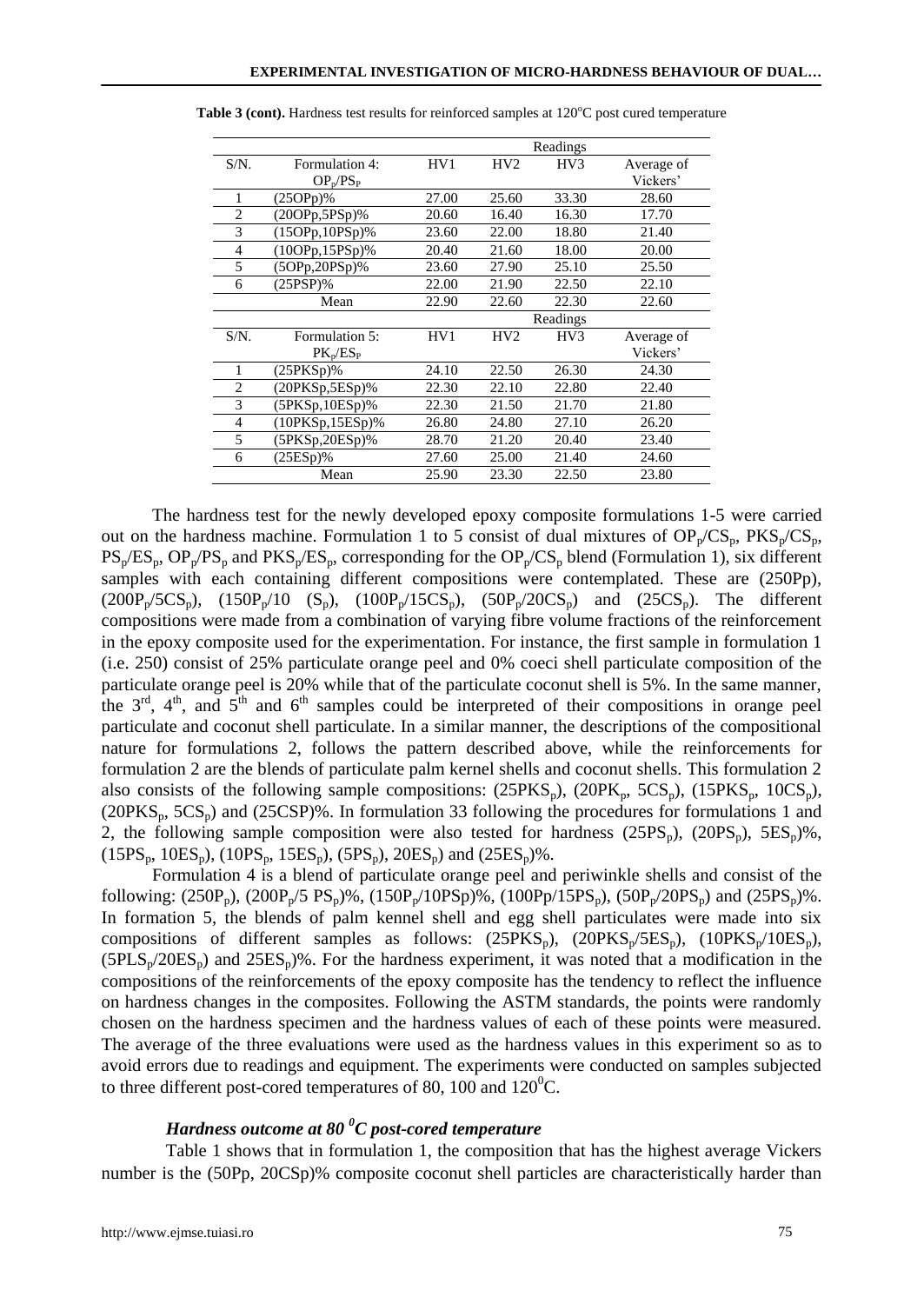**Table 3 (cont).** Hardness test results for reinforced samples at 120°C post cured temperature

| | | Readings | | | |
|---|---|---|---|---|---|
| S/N. | Formulation 4: $OP_p/PS_P$ | HV1 | HV2 | HV3 | Average of Vickers' |
| 1 | (25OPp)% | 27.00 | 25.60 | 33.30 | 28.60 |
| 2 | (20OPp,5PSp)% | 20.60 | 16.40 | 16.30 | 17.70 |
| 3 | (15OPp,10PSp)% | 23.60 | 22.00 | 18.80 | 21.40 |
| 4 | (10OPp,15PSp)% | 20.40 | 21.60 | 18.00 | 20.00 |
| 5 | (5OPp,20PSp)% | 23.60 | 27.90 | 25.10 | 25.50 |
| 6 | (25PSP)% | 22.00 | 21.90 | 22.50 | 22.10 |
| | Mean | 22.90 | 22.60 | 22.30 | 22.60 |
| | | Readings | | | |
| S/N. | Formulation 5: $PK_p/ES_P$ | HV1 | HV2 | HV3 | Average of Vickers' |
| 1 | (25PKSp)% | 24.10 | 22.50 | 26.30 | 24.30 |
| 2 | (20PKSp,5ESp)% | 22.30 | 22.10 | 22.80 | 22.40 |
| 3 | (5PKSp,10ESp)% | 22.30 | 21.50 | 21.70 | 21.80 |
| 4 | (10PKSp,15ESp)% | 26.80 | 24.80 | 27.10 | 26.20 |
| 5 | (5PKSp,20ESp)% | 28.70 | 21.20 | 20.40 | 23.40 |
| 6 | (25ESp)% | 27.60 | 25.00 | 21.40 | 24.60 |
| | Mean | 25.90 | 23.30 | 22.50 | 23.80 |

The hardness test for the newly developed epoxy composite formulations 1-5 were carried out on the hardness machine. Formulation 1 to 5 consist of dual mixtures of $OP_p/CS_p$, $PKS_p/CS_p$, $PS_p/ES_p$, $OP_p/PS_p$ and $PKS_p/ES_p$, corresponding for the $OP_p/CS_p$ blend (Formulation 1), six different samples with each containing different compositions were contemplated. These are (25OPp), ($20OP_p/5CS_p$), ($15OP_p/10$ ($S_p$), ($10OP_p/15CS_p$), ($5OP_p/20CS_p$) and ($25CS_p$). The different compositions were made from a combination of varying fibre volume fractions of the reinforcement in the epoxy composite used for the experimentation. For instance, the first sample in formulation 1 (i.e. 25O) consist of 25% particulate orange peel and 0% coci shell particulate composition of the particulate orange peel is 20% while that of the particulate coconut shell is 5%. In the same manner, the 3rd, 4th, and 5th and 6th samples could be interpreted of their compositions in orange peel particulate and coconut shell particulate. In a similar manner, the descriptions of the compositional nature for formulations 2, follows the pattern described above, while the reinforcements for formulation 2 are the blends of particulate palm kernel shells and coconut shells. This formulation 2 also consists of the following sample compositions: ($25PKS_p$), ($20PK_p$, $5CS_p$), ($15PKS_p$, $10CS_p$), ($20PKS_p$, $5CS_p$) and (25CSP)%. In formulation 33 follows the procedures for formulations 1 and 2, the following sample composition were also tested for hardness ($25PS_p$), ($20PS_p$), $5ES_p$)%, ($15PS_p$, $10ES_p$), ($10PS_p$, $15ES_p$), ($5PS_p$), $20ES_p$) and ($25ES_p$)%.

Formulation 4 is a blend of particulate orange peel and periwinkle shells and consist of the following: ($25OP_p$), ($20OP_p/5$ $PS_p$)%, ($15OP_p$/10PSp)%, (10OPp/$15PS_p$), ($5OP_p/20PS_p$) and ($25PS_p$)%. In formation 5, the blends of palm kennel shell and egg shell particulates were made into six compositions of different samples as follows: ($25PKS_p$), ($20PKS_p/5ES_p$), ($10PKS_p/10ES_p$), ($5PLS_p/20ES_p$) and $25ES_p$)%. For the hardness experiment, it was noted that a modification in the compositions of the reinforcements of the epoxy composite has the tendency to reflect the influence on hardness changes in the composites. Following the ASTM standards, the points were randomly chosen on the hardness specimen and the hardness values of each of these points were measured. The average of the three evaluations were used as the hardness values in this experiment so as to avoid errors due to readings and equipment. The experiments were conducted on samples subjected to three different post-cored temperatures of 80, 100 and 120°C.

### *Hardness outcome at 80 °C post-cored temperature*

Table 1 shows that in formulation 1, the composition that has the highest average Vickers number is the (50Pp, 20CSp)% composite coconut shell particles are characteristically harder than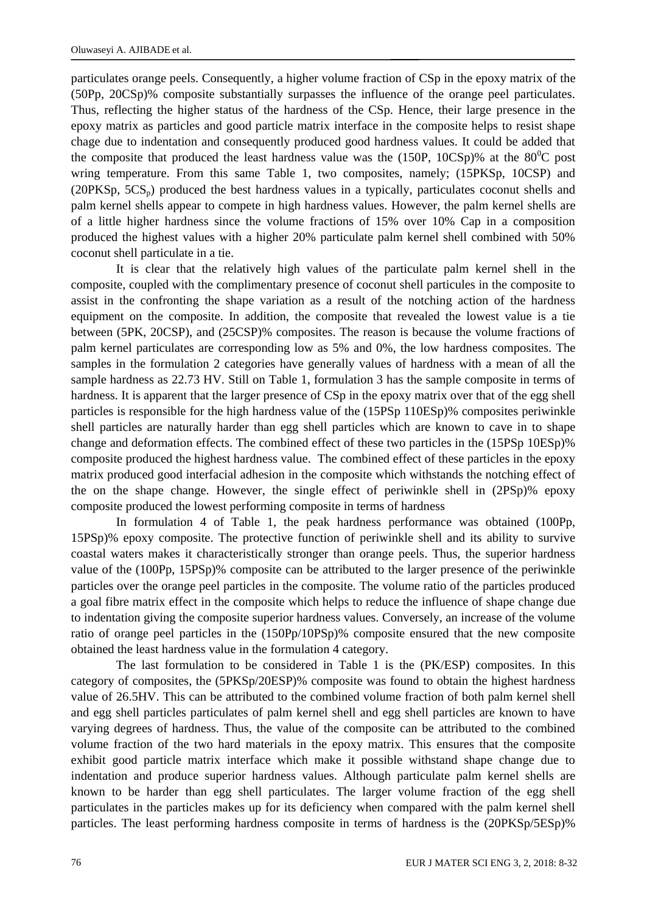particulates orange peels. Consequently, a higher volume fraction of CSp in the epoxy matrix of the (50Pp, 20CSp)% composite substantially surpasses the influence of the orange peel particulates. Thus, reflecting the higher status of the hardness of the CSp. Hence, their large presence in the epoxy matrix as particles and good particle matrix interface in the composite helps to resist shape chage due to indentation and consequently produced good hardness values. It could be added that the composite that produced the least hardness value was the (150P, 10CSp)% at the $80^0$C post wring temperature. From this same Table 1, two composites, namely; (15PKSp, 10CSP) and (20PKSp, $5CS_p$) produced the best hardness values in a typically, particulates coconut shells and palm kernel shells appear to compete in high hardness values. However, the palm kernel shells are of a little higher hardness since the volume fractions of 15% over 10% Cap in a composition produced the highest values with a higher 20% particulate palm kernel shell combined with 50% coconut shell particulate in a tie.

It is clear that the relatively high values of the particulate palm kernel shell in the composite, coupled with the complimentary presence of coconut shell particules in the composite to assist in the confronting the shape variation as a result of the notching action of the hardness equipment on the composite. In addition, the composite that revealed the lowest value is a tie between (5PK, 20CSP), and (25CSP)% composites. The reason is because the volume fractions of palm kernel particulates are corresponding low as 5% and 0%, the low hardness composites. The samples in the formulation 2 categories have generally values of hardness with a mean of all the sample hardness as 22.73 HV. Still on Table 1, formulation 3 has the sample composite in terms of hardness. It is apparent that the larger presence of CSp in the epoxy matrix over that of the egg shell particles is responsible for the high hardness value of the (15PSp 110ESp)% composites periwinkle shell particles are naturally harder than egg shell particles which are known to cave in to shape change and deformation effects. The combined effect of these two particles in the (15PSp 10ESp)% composite produced the highest hardness value. The combined effect of these particles in the epoxy matrix produced good interfacial adhesion in the composite which withstands the notching effect of the on the shape change. However, the single effect of periwinkle shell in (2PSp)% epoxy composite produced the lowest performing composite in terms of hardness

In formulation 4 of Table 1, the peak hardness performance was obtained (100Pp, 15PSp)% epoxy composite. The protective function of periwinkle shell and its ability to survive coastal waters makes it characteristically stronger than orange peels. Thus, the superior hardness value of the (100Pp, 15PSp)% composite can be attributed to the larger presence of the periwinkle particles over the orange peel particles in the composite. The volume ratio of the particles produced a goal fibre matrix effect in the composite which helps to reduce the influence of shape change due to indentation giving the composite superior hardness values. Conversely, an increase of the volume ratio of orange peel particles in the (150Pp/10PSp)% composite ensured that the new composite obtained the least hardness value in the formulation 4 category.

The last formulation to be considered in Table 1 is the (PK/ESP) composites. In this category of composites, the (5PKSp/20ESP)% composite was found to obtain the highest hardness value of 26.5HV. This can be attributed to the combined volume fraction of both palm kernel shell and egg shell particles particulates of palm kernel shell and egg shell particles are known to have varying degrees of hardness. Thus, the value of the composite can be attributed to the combined volume fraction of the two hard materials in the epoxy matrix. This ensures that the composite exhibit good particle matrix interface which make it possible withstand shape change due to indentation and produce superior hardness values. Although particulate palm kernel shells are known to be harder than egg shell particulates. The larger volume fraction of the egg shell particulates in the particles makes up for its deficiency when compared with the palm kernel shell particles. The least performing hardness composite in terms of hardness is the (20PKSp/5ESp)%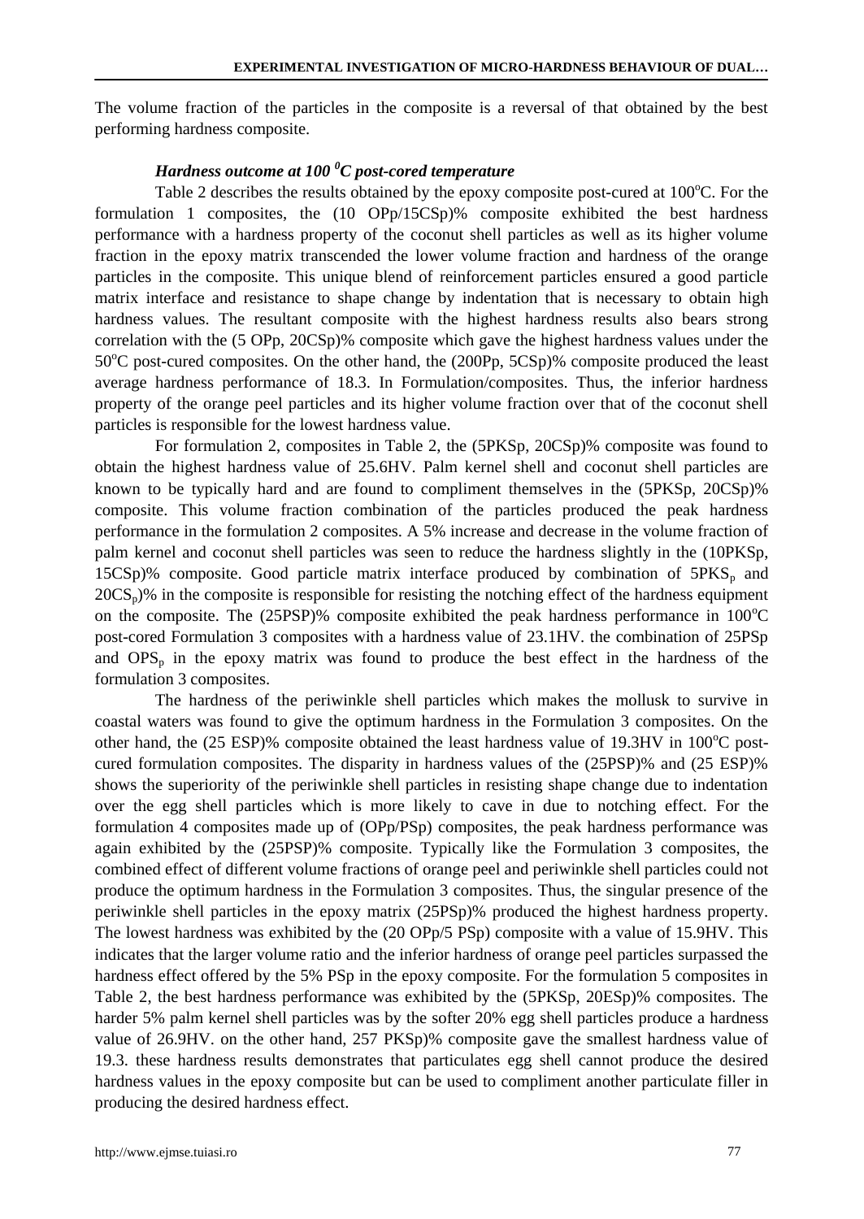The volume fraction of the particles in the composite is a reversal of that obtained by the best performing hardness composite.

### *Hardness outcome at 100 $^0$C post-cored temperature*

Table 2 describes the results obtained by the epoxy composite post-cured at 100$^o$C. For the formulation 1 composites, the (10 OPp/15CSp)% composite exhibited the best hardness performance with a hardness property of the coconut shell particles as well as its higher volume fraction in the epoxy matrix transcended the lower volume fraction and hardness of the orange particles in the composite. This unique blend of reinforcement particles ensured a good particle matrix interface and resistance to shape change by indentation that is necessary to obtain high hardness values. The resultant composite with the highest hardness results also bears strong correlation with the (5 OPp, 20CSp)% composite which gave the highest hardness values under the 50$^o$C post-cured composites. On the other hand, the (200Pp, 5CSp)% composite produced the least average hardness performance of 18.3. In Formulation/composites. Thus, the inferior hardness property of the orange peel particles and its higher volume fraction over that of the coconut shell particles is responsible for the lowest hardness value.

For formulation 2, composites in Table 2, the (5PKSp, 20CSp)% composite was found to obtain the highest hardness value of 25.6HV. Palm kernel shell and coconut shell particles are known to be typically hard and are found to compliment themselves in the (5PKSp, 20CSp)% composite. This volume fraction combination of the particles produced the peak hardness performance in the formulation 2 composites. A 5% increase and decrease in the volume fraction of palm kernel and coconut shell particles was seen to reduce the hardness slightly in the (10PKSp, 15CSp)% composite. Good particle matrix interface produced by combination of 5PKS$_p$ and 20CS$_p$)% in the composite is responsible for resisting the notching effect of the hardness equipment on the composite. The (25PSP)% composite exhibited the peak hardness performance in 100$^o$C post-cored Formulation 3 composites with a hardness value of 23.1HV. the combination of 25PSp and OPS$_p$ in the epoxy matrix was found to produce the best effect in the hardness of the formulation 3 composites.

The hardness of the periwinkle shell particles which makes the mollusk to survive in coastal waters was found to give the optimum hardness in the Formulation 3 composites. On the other hand, the (25 ESP)% composite obtained the least hardness value of 19.3HV in 100$^o$C post-cured formulation composites. The disparity in hardness values of the (25PSP)% and (25 ESP)% shows the superiority of the periwinkle shell particles in resisting shape change due to indentation over the egg shell particles which is more likely to cave in due to notching effect. For the formulation 4 composites made up of (OPp/PSp) composites, the peak hardness performance was again exhibited by the (25PSP)% composite. Typically like the Formulation 3 composites, the combined effect of different volume fractions of orange peel and periwinkle shell particles could not produce the optimum hardness in the Formulation 3 composites. Thus, the singular presence of the periwinkle shell particles in the epoxy matrix (25PSp)% produced the highest hardness property. The lowest hardness was exhibited by the (20 OPp/5 PSp) composite with a value of 15.9HV. This indicates that the larger volume ratio and the inferior hardness of orange peel particles surpassed the hardness effect offered by the 5% PSp in the epoxy composite. For the formulation 5 composites in Table 2, the best hardness performance was exhibited by the (5PKSp, 20ESp)% composites. The harder 5% palm kernel shell particles was by the softer 20% egg shell particles produce a hardness value of 26.9HV. on the other hand, 257 PKSp)% composite gave the smallest hardness value of 19.3. these hardness results demonstrates that particulates egg shell cannot produce the desired hardness values in the epoxy composite but can be used to compliment another particulate filler in producing the desired hardness effect.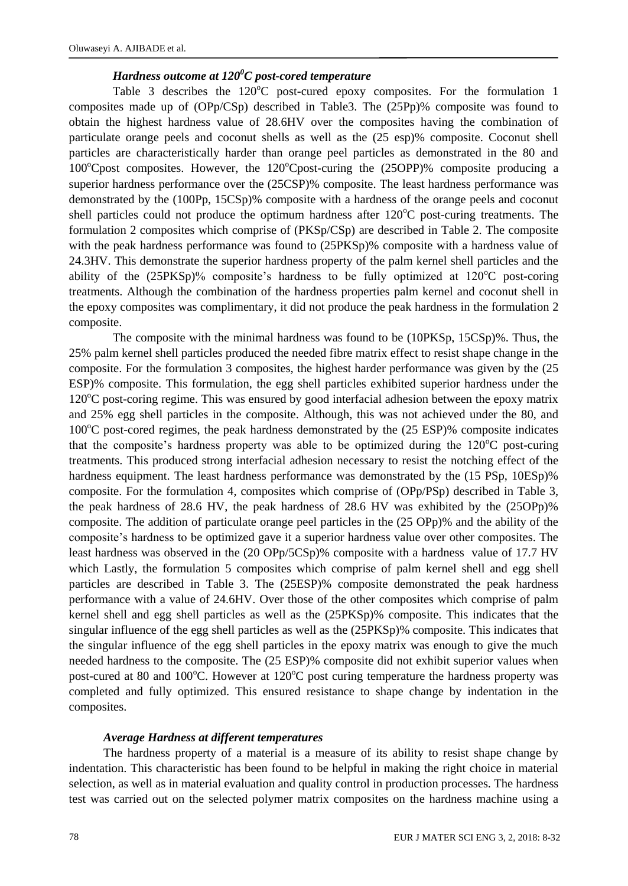### *Hardness outcome at $120^0C$ post-cored temperature*

Table 3 describes the 120°C post-cured epoxy composites. For the formulation 1 composites made up of (OPp/CSp) described in Table3. The (25Pp)% composite was found to obtain the highest hardness value of 28.6HV over the composites having the combination of particulate orange peels and coconut shells as well as the (25 esp)% composite. Coconut shell particles are characteristically harder than orange peel particles as demonstrated in the 80 and 100°Cpost composites. However, the 120°Cpost-curing the (25OPP)% composite producing a superior hardness performance over the (25CSP)% composite. The least hardness performance was demonstrated by the (100Pp, 15CSp)% composite with a hardness of the orange peels and coconut shell particles could not produce the optimum hardness after 120°C post-curing treatments. The formulation 2 composites which comprise of (PKSp/CSp) are described in Table 2. The composite with the peak hardness performance was found to (25PKSp)% composite with a hardness value of 24.3HV. This demonstrate the superior hardness property of the palm kernel shell particles and the ability of the (25PKSp)% composite's hardness to be fully optimized at 120°C post-coring treatments. Although the combination of the hardness properties palm kernel and coconut shell in the epoxy composites was complimentary, it did not produce the peak hardness in the formulation 2 composite.

The composite with the minimal hardness was found to be (10PKSp, 15CSp)%. Thus, the 25% palm kernel shell particles produced the needed fibre matrix effect to resist shape change in the composite. For the formulation 3 composites, the highest harder performance was given by the (25 ESP)% composite. This formulation, the egg shell particles exhibited superior hardness under the 120°C post-coring regime. This was ensured by good interfacial adhesion between the epoxy matrix and 25% egg shell particles in the composite. Although, this was not achieved under the 80, and 100°C post-cored regimes, the peak hardness demonstrated by the (25 ESP)% composite indicates that the composite's hardness property was able to be optimized during the 120°C post-curing treatments. This produced strong interfacial adhesion necessary to resist the notching effect of the hardness equipment. The least hardness performance was demonstrated by the (15 PSp, 10ESp)% composite. For the formulation 4, composites which comprise of (OPp/PSp) described in Table 3, the peak hardness of 28.6 HV, the peak hardness of 28.6 HV was exhibited by the (25OPp)% composite. The addition of particulate orange peel particles in the (25 OPp)% and the ability of the composite's hardness to be optimized gave it a superior hardness value over other composites. The least hardness was observed in the (20 OPp/5CSp)% composite with a hardness value of 17.7 HV which Lastly, the formulation 5 composites which comprise of palm kernel shell and egg shell particles are described in Table 3. The (25ESP)% composite demonstrated the peak hardness performance with a value of 24.6HV. Over those of the other composites which comprise of palm kernel shell and egg shell particles as well as the (25PKSp)% composite. This indicates that the singular influence of the egg shell particles as well as the (25PKSp)% composite. This indicates that the singular influence of the egg shell particles in the epoxy matrix was enough to give the much needed hardness to the composite. The (25 ESP)% composite did not exhibit superior values when post-cured at 80 and 100°C. However at 120°C post curing temperature the hardness property was completed and fully optimized. This ensured resistance to shape change by indentation in the composites.

### *Average Hardness at different temperatures*

The hardness property of a material is a measure of its ability to resist shape change by indentation. This characteristic has been found to be helpful in making the right choice in material selection, as well as in material evaluation and quality control in production processes. The hardness test was carried out on the selected polymer matrix composites on the hardness machine using a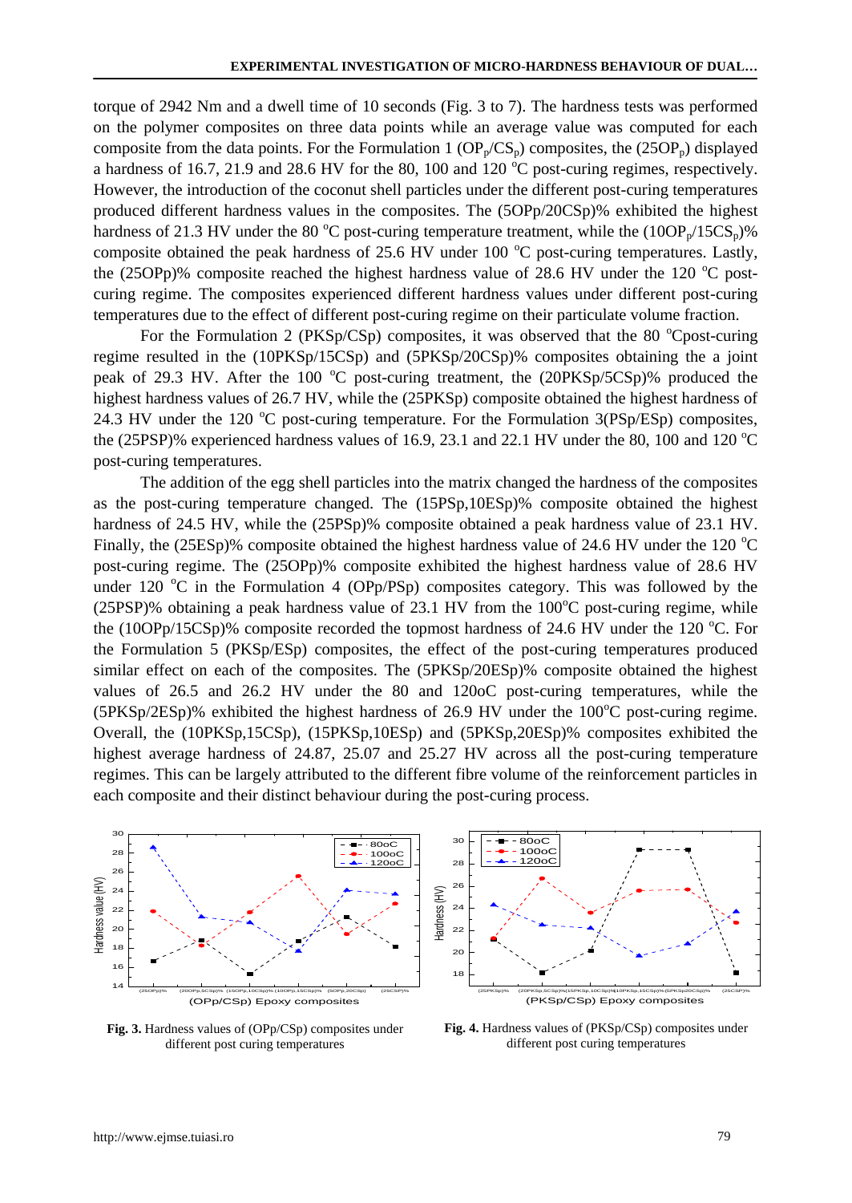torque of 2942 Nm and a dwell time of 10 seconds (Fig. 3 to 7). The hardness tests was performed on the polymer composites on three data points while an average value was computed for each composite from the data points. For the Formulation 1 ($OP_p/CS_p$) composites, the ($25OP_p$) displayed a hardness of 16.7, 21.9 and 28.6 HV for the 80, 100 and 120 °C post-curing regimes, respectively. However, the introduction of the coconut shell particles under the different post-curing temperatures produced different hardness values in the composites. The (5OPp/20CSp)% exhibited the highest hardness of 21.3 HV under the 80 °C post-curing temperature treatment, while the ($10OP_p/15CS_p$)% composite obtained the peak hardness of 25.6 HV under 100 °C post-curing temperatures. Lastly, the (25OPp)% composite reached the highest hardness value of 28.6 HV under the 120 °C post-curing regime. The composites experienced different hardness values under different post-curing temperatures due to the effect of different post-curing regime on their particulate volume fraction.

For the Formulation 2 (PKSp/CSp) composites, it was observed that the 80 °Cpost-curing regime resulted in the (10PKSp/15CSp) and (5PKSp/20CSp)% composites obtaining the a joint peak of 29.3 HV. After the 100 °C post-curing treatment, the (20PKSp/5CSp)% produced the highest hardness values of 26.7 HV, while the (25PKSp) composite obtained the highest hardness of 24.3 HV under the 120 °C post-curing temperature. For the Formulation 3(PSp/ESp) composites, the (25PSP)% experienced hardness values of 16.9, 23.1 and 22.1 HV under the 80, 100 and 120 °C post-curing temperatures.

The addition of the egg shell particles into the matrix changed the hardness of the composites as the post-curing temperature changed. The (15PSp,10ESp)% composite obtained the highest hardness of 24.5 HV, while the (25PSp)% composite obtained a peak hardness value of 23.1 HV. Finally, the (25ESp)% composite obtained the highest hardness value of 24.6 HV under the 120 °C post-curing regime. The (25OPp)% composite exhibited the highest hardness value of 28.6 HV under 120 °C in the Formulation 4 (OPp/PSp) composites category. This was followed by the (25PSP)% obtaining a peak hardness value of 23.1 HV from the 100°C post-curing regime, while the (10OPp/15CSp)% composite recorded the topmost hardness of 24.6 HV under the 120 °C. For the Formulation 5 (PKSp/ESp) composites, the effect of the post-curing temperatures produced similar effect on each of the composites. The (5PKSp/20ESp)% composite obtained the highest values of 26.5 and 26.2 HV under the 80 and 120oC post-curing temperatures, while the (5PKSp/2ESp)% exhibited the highest hardness of 26.9 HV under the 100°C post-curing regime. Overall, the (10PKSp,15CSp), (15PKSp,10ESp) and (5PKSp,20ESp)% composites exhibited the highest average hardness of 24.87, 25.07 and 25.27 HV across all the post-curing temperature regimes. This can be largely attributed to the different fibre volume of the reinforcement particles in each composite and their distinct behaviour during the post-curing process.

Hardness value (HV)
80oC
100oC
120oC
(25OPp)% (20OPp,5CSp)% (15OPp,10CSp)% (10OPp,15CSp)% (5OPp,20CSp) (25CSP)%
(OPp/CSp) Epoxy composites

**Fig. 3.** Hardness values of (OPp/CSp) composites under different post curing temperatures

Hardness (HV)
80oC
100oC
120oC
(25PKSp)% (20PKSp,5CSp)% (15PKSp,10CSp)% (10PKSp,15CSp)% (5PKSp20CSp)% (25CSP)%
(PKSp/CSp) Epoxy composites

**Fig. 4.** Hardness values of (PKSp/CSp) composites under different post curing temperatures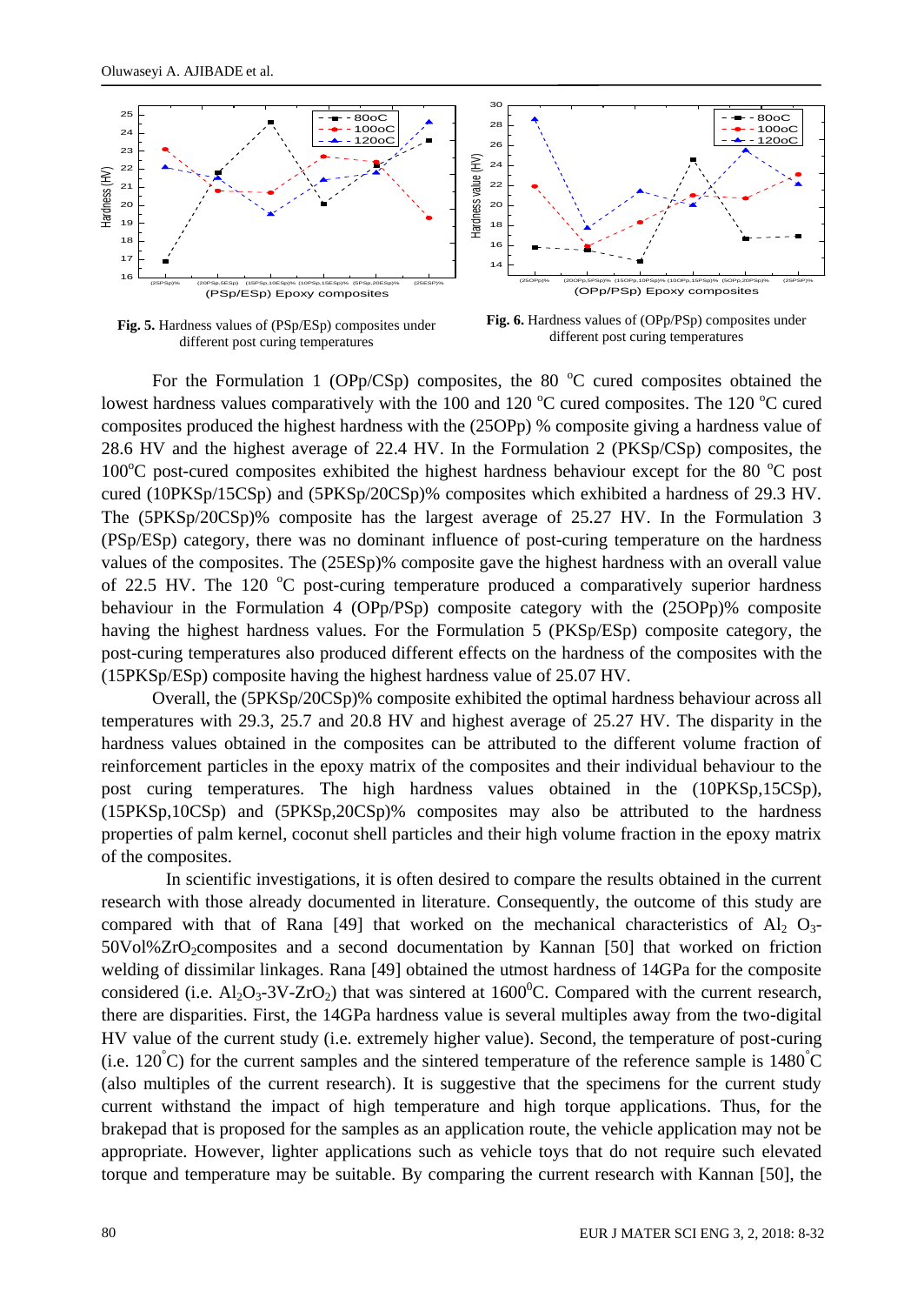Hardness (HV)

80oC
100oC
120oC

(25PSp)% (20PSp,5ESp) (15PSp,10ESp)% (10PSp,15ESp)% (5PSp,20ESp)% (25ESP)%

(PSp/ESp) Epoxy composites

**Fig. 5.** Hardness values of (PSp/ESp) composites under different post curing temperatures

Hardness value (HV)

80oC
100oC
120oC

(25OPp)% (20OPp,5PSp)% (15OPp,10PSp)% (10OPp,15PSp)% (5OPp,20PSp)% (25PSP)%

(OPp/PSp) Epoxy composites

**Fig. 6.** Hardness values of (OPp/PSp) composites under different post curing temperatures

For the Formulation 1 (OPp/CSp) composites, the 80 °C cured composites obtained the lowest hardness values comparatively with the 100 and 120 °C cured composites. The 120 °C cured composites produced the highest hardness with the (25OPp) % composite giving a hardness value of 28.6 HV and the highest average of 22.4 HV. In the Formulation 2 (PKSp/CSp) composites, the 100°C post-cured composites exhibited the highest hardness behaviour except for the 80 °C post cured (10PKSp/15CSp) and (5PKSp/20CSp)% composites which exhibited a hardness of 29.3 HV. The (5PKSp/20CSp)% composite has the largest average of 25.27 HV. In the Formulation 3 (PSp/ESp) category, there was no dominant influence of post-curing temperature on the hardness values of the composites. The (25ESp)% composite gave the highest hardness with an overall value of 22.5 HV. The 120 °C post-curing temperature produced a comparatively superior hardness behaviour in the Formulation 4 (OPp/PSp) composite category with the (25OPp)% composite having the highest hardness values. For the Formulation 5 (PKSp/ESp) composite category, the post-curing temperatures also produced different effects on the hardness of the composites with the (15PKSp/ESp) composite having the highest hardness value of 25.07 HV.

Overall, the (5PKSp/20CSp)% composite exhibited the optimal hardness behaviour across all temperatures with 29.3, 25.7 and 20.8 HV and highest average of 25.27 HV. The disparity in the hardness values obtained in the composites can be attributed to the different volume fraction of reinforcement particles in the epoxy matrix of the composites and their individual behaviour to the post curing temperatures. The high hardness values obtained in the (10PKSp,15CSp), (15PKSp,10CSp) and (5PKSp,20CSp)% composites may also be attributed to the hardness properties of palm kernel, coconut shell particles and their high volume fraction in the epoxy matrix of the composites.

In scientific investigations, it is often desired to compare the results obtained in the current research with those already documented in literature. Consequently, the outcome of this study are compared with that of Rana [49] that worked on the mechanical characteristics of $Al_2$ $O_3$-50Vol%$ZrO_2$composites and a second documentation by Kannan [50] that worked on friction welding of dissimilar linkages. Rana [49] obtained the utmost hardness of 14GPa for the composite considered (i.e. $Al_2O_3$-3V-$ZrO_2$) that was sintered at 1600°C. Compared with the current research, there are disparities. First, the 14GPa hardness value is several multiples away from the two-digital HV value of the current study (i.e. extremely higher value). Second, the temperature of post-curing (i.e. 120°C) for the current samples and the sintered temperature of the reference sample is 1480°C (also multiples of the current research). It is suggestive that the specimens for the current study current withstand the impact of high temperature and high torque applications. Thus, for the brakepad that is proposed for the samples as an application route, the vehicle application may not be appropriate. However, lighter applications such as vehicle toys that do not require such elevated torque and temperature may be suitable. By comparing the current research with Kannan [50], the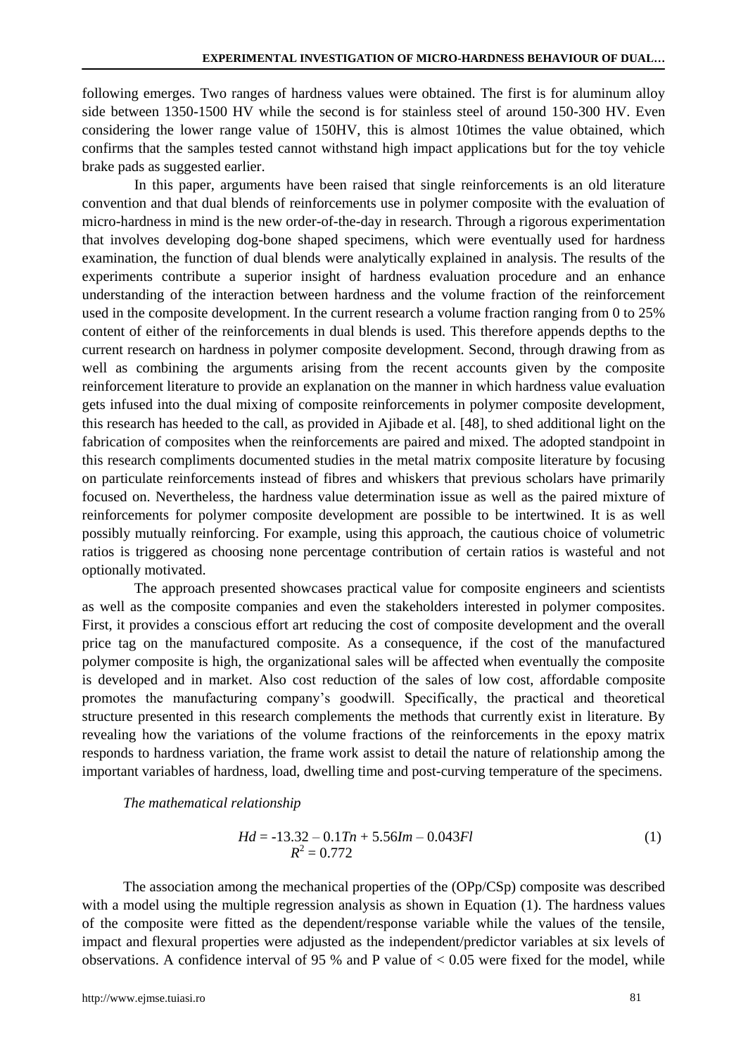following emerges. Two ranges of hardness values were obtained. The first is for aluminum alloy side between 1350-1500 HV while the second is for stainless steel of around 150-300 HV. Even considering the lower range value of 150HV, this is almost 10times the value obtained, which confirms that the samples tested cannot withstand high impact applications but for the toy vehicle brake pads as suggested earlier.

In this paper, arguments have been raised that single reinforcements is an old literature convention and that dual blends of reinforcements use in polymer composite with the evaluation of micro-hardness in mind is the new order-of-the-day in research. Through a rigorous experimentation that involves developing dog-bone shaped specimens, which were eventually used for hardness examination, the function of dual blends were analytically explained in analysis. The results of the experiments contribute a superior insight of hardness evaluation procedure and an enhance understanding of the interaction between hardness and the volume fraction of the reinforcement used in the composite development. In the current research a volume fraction ranging from 0 to 25% content of either of the reinforcements in dual blends is used. This therefore appends depths to the current research on hardness in polymer composite development. Second, through drawing from as well as combining the arguments arising from the recent accounts given by the composite reinforcement literature to provide an explanation on the manner in which hardness value evaluation gets infused into the dual mixing of composite reinforcements in polymer composite development, this research has heeded to the call, as provided in Ajibade et al. [48], to shed additional light on the fabrication of composites when the reinforcements are paired and mixed. The adopted standpoint in this research compliments documented studies in the metal matrix composite literature by focusing on particulate reinforcements instead of fibres and whiskers that previous scholars have primarily focused on. Nevertheless, the hardness value determination issue as well as the paired mixture of reinforcements for polymer composite development are possible to be intertwined. It is as well possibly mutually reinforcing. For example, using this approach, the cautious choice of volumetric ratios is triggered as choosing none percentage contribution of certain ratios is wasteful and not optionally motivated.

The approach presented showcases practical value for composite engineers and scientists as well as the composite companies and even the stakeholders interested in polymer composites. First, it provides a conscious effort art reducing the cost of composite development and the overall price tag on the manufactured composite. As a consequence, if the cost of the manufactured polymer composite is high, the organizational sales will be affected when eventually the composite is developed and in market. Also cost reduction of the sales of low cost, affordable composite promotes the manufacturing company's goodwill. Specifically, the practical and theoretical structure presented in this research complements the methods that currently exist in literature. By revealing how the variations of the volume fractions of the reinforcements in the epoxy matrix responds to hardness variation, the frame work assist to detail the nature of relationship among the important variables of hardness, load, dwelling time and post-curving temperature of the specimens.

*The mathematical relationship*

$$Hd = -13.32 - 0.1Tn + 5.56Im - 0.043Fl \quad (1)$$
$$R^2 = 0.772$$

The association among the mechanical properties of the (OPp/CSp) composite was described with a model using the multiple regression analysis as shown in Equation (1). The hardness values of the composite were fitted as the dependent/response variable while the values of the tensile, impact and flexural properties were adjusted as the independent/predictor variables at six levels of observations. A confidence interval of 95 % and P value of < 0.05 were fixed for the model, while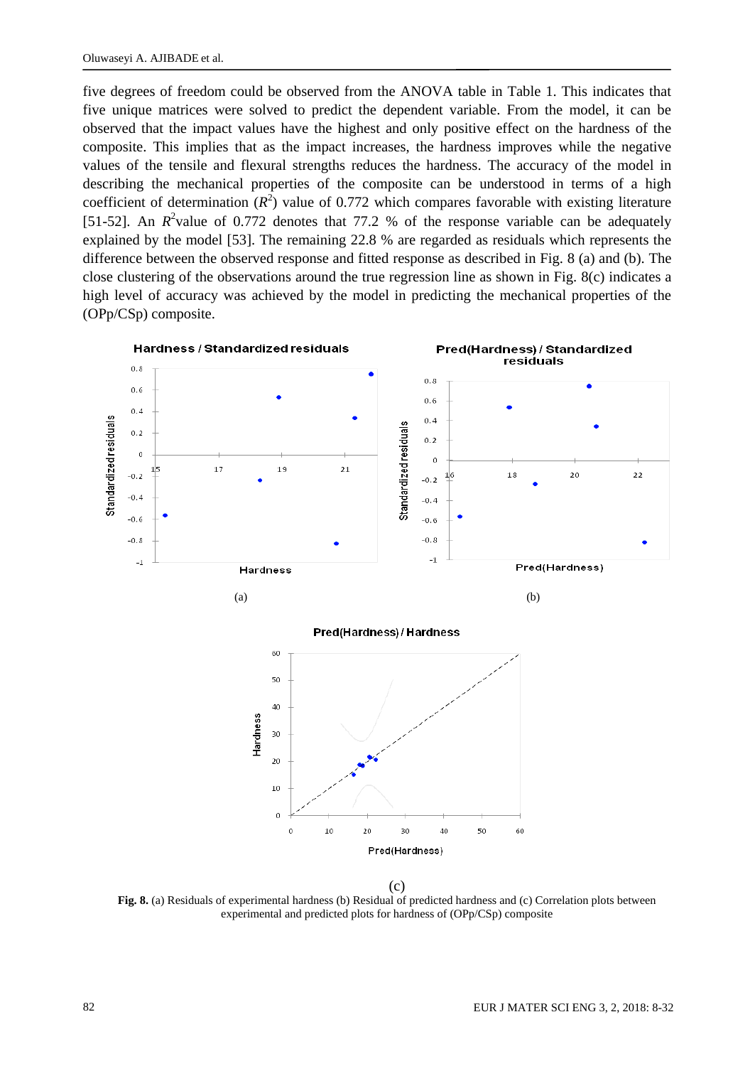five degrees of freedom could be observed from the ANOVA table in Table 1. This indicates that five unique matrices were solved to predict the dependent variable. From the model, it can be observed that the impact values have the highest and only positive effect on the hardness of the composite. This implies that as the impact increases, the hardness improves while the negative values of the tensile and flexural strengths reduces the hardness. The accuracy of the model in describing the mechanical properties of the composite can be understood in terms of a high coefficient of determination ($R^2$) value of 0.772 which compares favorable with existing literature [51-52]. An $R^2$value of 0.772 denotes that 77.2 % of the response variable can be adequately explained by the model [53]. The remaining 22.8 % are regarded as residuals which represents the difference between the observed response and fitted response as described in Fig. 8 (a) and (b). The close clustering of the observations around the true regression line as shown in Fig. 8(c) indicates a high level of accuracy was achieved by the model in predicting the mechanical properties of the (OPp/CSp) composite.

Hardness / Standardized residuals
Standardized residuals
0.8
0.6
0.4
0.2
0
-0.2
-0.4
-0.6
-0.8
-1
15
17
19
21
Hardness

(a)

Pred(Hardness) / Standardized residuals
Standardized residuals
0.8
0.6
0.4
0.2
0
-0.2
-0.4
-0.6
-0.8
-1
16
18
20
22
Pred(Hardness)

(b)

Pred(Hardness) / Hardness
Hardness
60
50
40
30
20
10
0
0
10
20
30
40
50
60
Pred(Hardness)

(c)

**Fig. 8.** (a) Residuals of experimental hardness (b) Residual of predicted hardness and (c) Correlation plots between experimental and predicted plots for hardness of (OPp/CSp) composite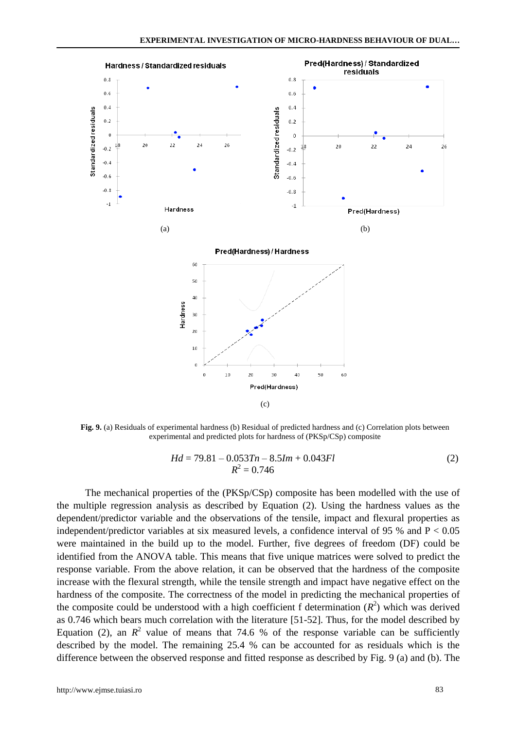Hardness / Standardized residuals

0.8
0.6
0.4
0.2
0
-0.2
-0.4
-0.6
-0.8
-1

18 20 22 24 26

Standardized residuals

Hardness

(a)

Pred(Hardness) / Standardized residuals

0.8
0.6
0.4
0.2
0
-0.2
-0.4
-0.6
-0.8
-1

18 20 22 24 26

Standardized residuals

Pred(Hardness)

(b)

Pred(Hardness) / Hardness

60
50
40
30
20
10
0

0 10 20 30 40 50 60

Hardness

Pred(Hardness)

(c)

**Fig. 9.** (a) Residuals of experimental hardness (b) Residual of predicted hardness and (c) Correlation plots between experimental and predicted plots for hardness of (PKSp/CSp) composite

$$Hd = 79.81 - 0.053Tn - 8.5Im + 0.043Fl \qquad (2)$$
$$R^2 = 0.746$$

The mechanical properties of the (PKSp/CSp) composite has been modelled with the use of the multiple regression analysis as described by Equation (2). Using the hardness values as the dependent/predictor variable and the observations of the tensile, impact and flexural properties as independent/predictor variables at six measured levels, a confidence interval of 95 % and $P < 0.05$ were maintained in the build up to the model. Further, five degrees of freedom (DF) could be identified from the ANOVA table. This means that five unique matrices were solved to predict the response variable. From the above relation, it can be observed that the hardness of the composite increase with the flexural strength, while the tensile strength and impact have negative effect on the hardness of the composite. The correctness of the model in predicting the mechanical properties of the composite could be understood with a high coefficient f determination ($R^2$) which was derived as 0.746 which bears much correlation with the literature [51-52]. Thus, for the model described by Equation (2), an $R^2$ value of means that 74.6 % of the response variable can be sufficiently described by the model. The remaining 25.4 % can be accounted for as residuals which is the difference between the observed response and fitted response as described by Fig. 9 (a) and (b). The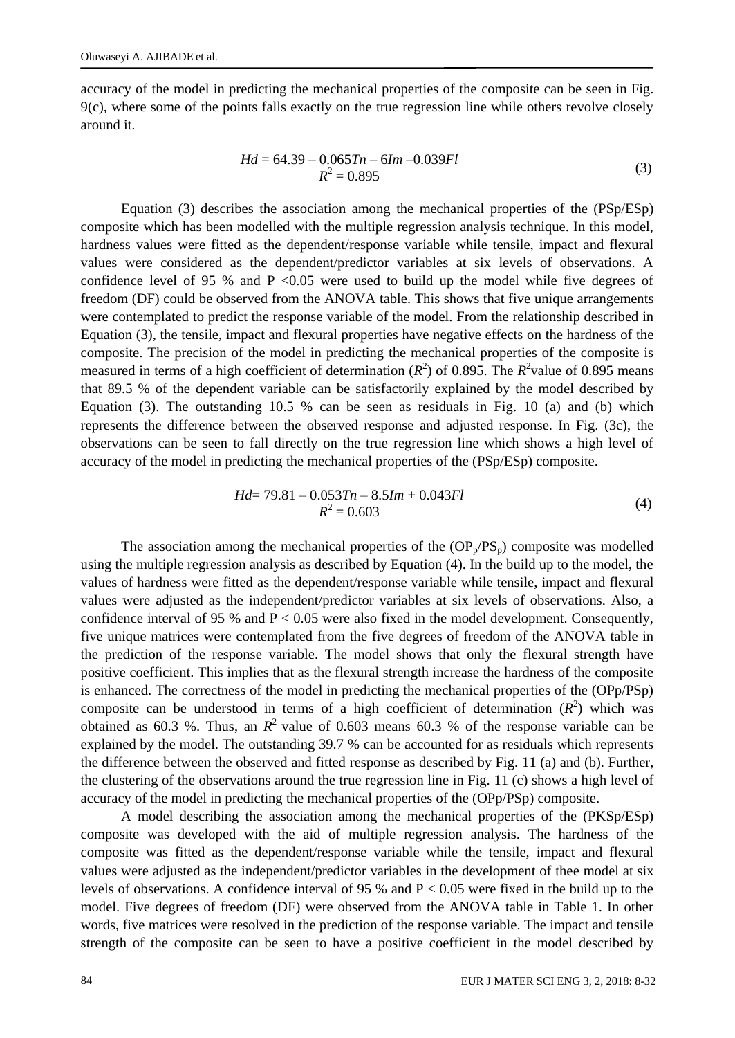accuracy of the model in predicting the mechanical properties of the composite can be seen in Fig. 9(c), where some of the points falls exactly on the true regression line while others revolve closely around it.

$$Hd = 64.39 – 0.065Tn – 6Im –0.039Fl \quad R^2 = 0.895 \tag{3}$$

Equation (3) describes the association among the mechanical properties of the (PSp/ESp) composite which has been modelled with the multiple regression analysis technique. In this model, hardness values were fitted as the dependent/response variable while tensile, impact and flexural values were considered as the dependent/predictor variables at six levels of observations. A confidence level of 95 % and P <0.05 were used to build up the model while five degrees of freedom (DF) could be observed from the ANOVA table. This shows that five unique arrangements were contemplated to predict the response variable of the model. From the relationship described in Equation (3), the tensile, impact and flexural properties have negative effects on the hardness of the composite. The precision of the model in predicting the mechanical properties of the composite is measured in terms of a high coefficient of determination ($R^2$) of 0.895. The $R^2$value of 0.895 means that 89.5 % of the dependent variable can be satisfactorily explained by the model described by Equation (3). The outstanding 10.5 % can be seen as residuals in Fig. 10 (a) and (b) which represents the difference between the observed response and adjusted response. In Fig. (3c), the observations can be seen to fall directly on the true regression line which shows a high level of accuracy of the model in predicting the mechanical properties of the (PSp/ESp) composite.

$$Hd= 79.81 – 0.053Tn – 8.5Im + 0.043Fl \quad R^2 = 0.603 \tag{4}$$

The association among the mechanical properties of the ($OP_p/PS_p$) composite was modelled using the multiple regression analysis as described by Equation (4). In the build up to the model, the values of hardness were fitted as the dependent/response variable while tensile, impact and flexural values were adjusted as the independent/predictor variables at six levels of observations. Also, a confidence interval of 95 % and P < 0.05 were also fixed in the model development. Consequently, five unique matrices were contemplated from the five degrees of freedom of the ANOVA table in the prediction of the response variable. The model shows that only the flexural strength have positive coefficient. This implies that as the flexural strength increase the hardness of the composite is enhanced. The correctness of the model in predicting the mechanical properties of the (OPp/PSp) composite can be understood in terms of a high coefficient of determination ($R^2$) which was obtained as 60.3 %. Thus, an $R^2$ value of 0.603 means 60.3 % of the response variable can be explained by the model. The outstanding 39.7 % can be accounted for as residuals which represents the difference between the observed and fitted response as described by Fig. 11 (a) and (b). Further, the clustering of the observations around the true regression line in Fig. 11 (c) shows a high level of accuracy of the model in predicting the mechanical properties of the (OPp/PSp) composite.

A model describing the association among the mechanical properties of the (PKSp/ESp) composite was developed with the aid of multiple regression analysis. The hardness of the composite was fitted as the dependent/response variable while the tensile, impact and flexural values were adjusted as the independent/predictor variables in the development of thee model at six levels of observations. A confidence interval of 95 % and P < 0.05 were fixed in the build up to the model. Five degrees of freedom (DF) were observed from the ANOVA table in Table 1. In other words, five matrices were resolved in the prediction of the response variable. The impact and tensile strength of the composite can be seen to have a positive coefficient in the model described by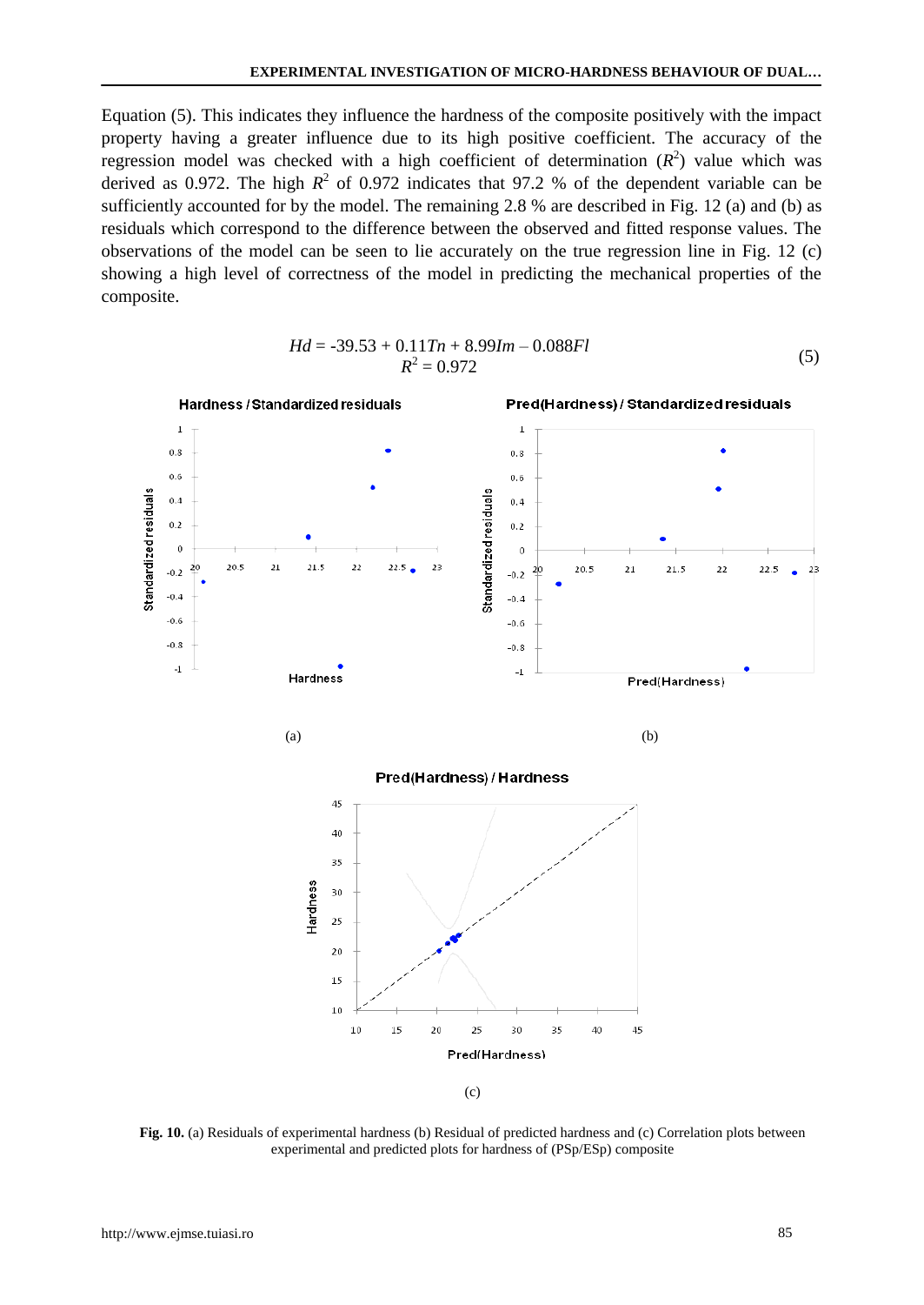Equation (5). This indicates they influence the hardness of the composite positively with the impact property having a greater influence due to its high positive coefficient. The accuracy of the regression model was checked with a high coefficient of determination ($R^2$) value which was derived as 0.972. The high $R^2$ of 0.972 indicates that 97.2 % of the dependent variable can be sufficiently accounted for by the model. The remaining 2.8 % are described in Fig. 12 (a) and (b) as residuals which correspond to the difference between the observed and fitted response values. The observations of the model can be seen to lie accurately on the true regression line in Fig. 12 (c) showing a high level of correctness of the model in predicting the mechanical properties of the composite.

$$Hd = -39.53 + 0.11Tn + 8.99Im - 0.088Fl \qquad R^2 = 0.972 \tag{5}$$

Hardness / Standardized residuals

Standardized residuals

1
0.8
0.6
0.4
0.2
0
-0.2
-0.4
-0.6
-0.8
-1

20
20.5
21
21.5
22
22.5
23

Hardness

(a)

Pred(Hardness) / Standardized residuals

Standardized residuals

1
0.8
0.6
0.4
0.2
0
-0.2
-0.4
-0.6
-0.8
-1

20
20.5
21
21.5
22
22.5
23

Pred(Hardness)

(b)

Pred(Hardness) / Hardness

Hardness

45
40
35
30
25
20
15
10

10
15
20
25
30
35
40
45

Pred(Hardness)

(c)

**Fig. 10.** (a) Residuals of experimental hardness (b) Residual of predicted hardness and (c) Correlation plots between experimental and predicted plots for hardness of (PSp/ESp) composite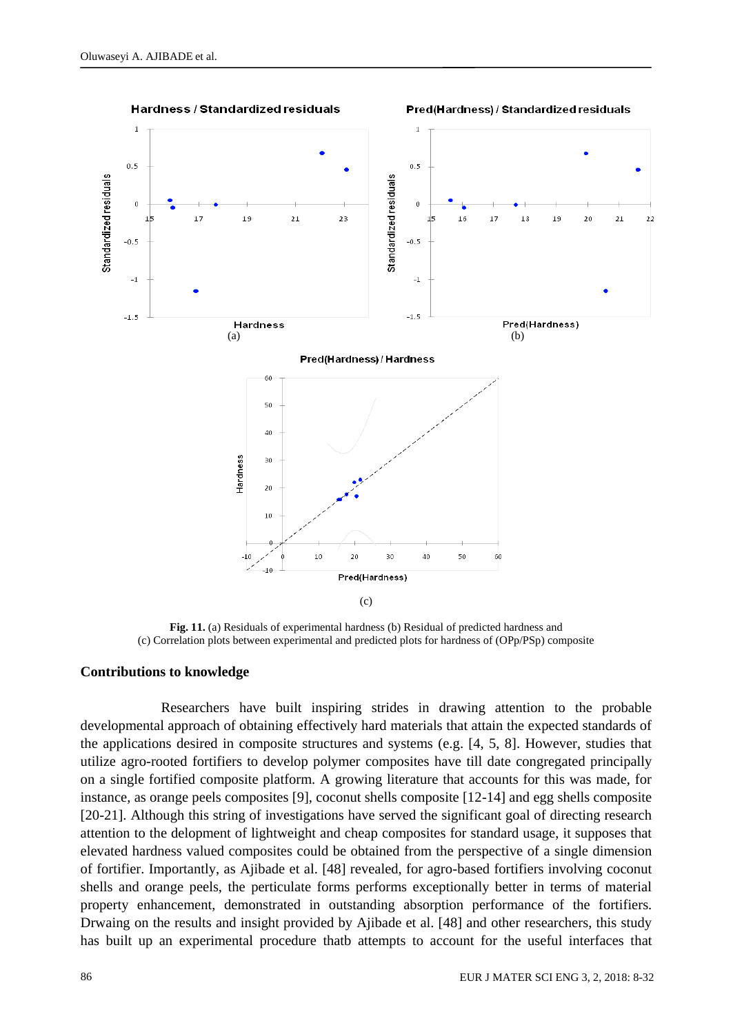Hardness / Standardized residuals

Standardized residuals

1
0.5
0
-0.5
-1
-1.5

15 17 19 21 23

Hardness

(a)

Pred(Hardness) / Standardized residuals

Standardized residuals

1
0.5
0
-0.5
-1
-1.5

15 16 17 18 19 20 21 22

Pred(Hardness)

(b)

Pred(Hardness) / Hardness

Hardness

60
50
40
30
20
10
0
-10

-10 0 10 20 30 40 50 60

Pred(Hardness)

(c)

**Fig. 11.** (a) Residuals of experimental hardness (b) Residual of predicted hardness and (c) Correlation plots between experimental and predicted plots for hardness of (OPp/PSp) composite

### Contributions to knowledge

Researchers have built inspiring strides in drawing attention to the probable developmental approach of obtaining effectively hard materials that attain the expected standards of the applications desired in composite structures and systems (e.g. [4, 5, 8]. However, studies that utilize agro-rooted fortifiers to develop polymer composites have till date congregated principally on a single fortified composite platform. A growing literature that accounts for this was made, for instance, as orange peels composites [9], coconut shells composite [12-14] and egg shells composite [20-21]. Although this string of investigations have served the significant goal of directing research attention to the delopment of lightweight and cheap composites for standard usage, it supposes that elevated hardness valued composites could be obtained from the perspective of a single dimension of fortifier. Importantly, as Ajibade et al. [48] revealed, for agro-based fortifiers involving coconut shells and orange peels, the perticulate forms performs exceptionally better in terms of material property enhancement, demonstrated in outstanding absorption performance of the fortifiers. Drwaing on the results and insight provided by Ajibade et al. [48] and other researchers, this study has built up an experimental procedure thatb attempts to account for the useful interfaces that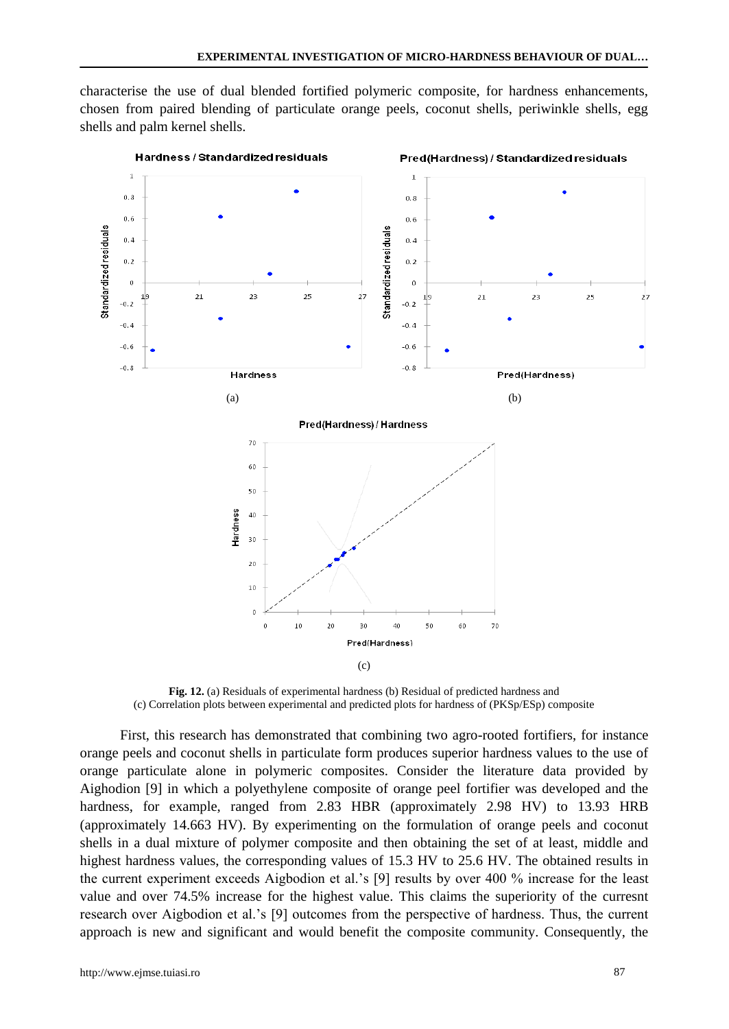characterise the use of dual blended fortified polymeric composite, for hardness enhancements, chosen from paired blending of particulate orange peels, coconut shells, periwinkle shells, egg shells and palm kernel shells.

Hardness / Standardized residuals

Standardized residuals

1
0.8
0.6
0.4
0.2
0
−0.2
−0.4
−0.6
−0.8

19
21
23
25
27

Hardness

(a)

Pred(Hardness) / Standardized residuals

Standardized residuals

1
0.8
0.6
0.4
0.2
0
−0.2
−0.4
−0.6
−0.8

19
21
23
25
27

Pred(Hardness)

(b)

Pred(Hardness) / Hardness

Hardness

70
60
50
40
30
20
10
0

0
10
20
30
40
50
60
70

Pred(Hardness)

(c)

**Fig. 12.** (a) Residuals of experimental hardness (b) Residual of predicted hardness and (c) Correlation plots between experimental and predicted plots for hardness of (PKSp/ESp) composite

First, this research has demonstrated that combining two agro-rooted fortifiers, for instance orange peels and coconut shells in particulate form produces superior hardness values to the use of orange particulate alone in polymeric composites. Consider the literature data provided by Aighodion [9] in which a polyethylene composite of orange peel fortifier was developed and the hardness, for example, ranged from 2.83 HBR (approximately 2.98 HV) to 13.93 HRB (approximately 14.663 HV). By experimenting on the formulation of orange peels and coconut shells in a dual mixture of polymer composite and then obtaining the set of at least, middle and highest hardness values, the corresponding values of 15.3 HV to 25.6 HV. The obtained results in the current experiment exceeds Aigbodion et al.'s [9] results by over 400 % increase for the least value and over 74.5% increase for the highest value. This claims the superiority of the curresnt research over Aigbodion et al.'s [9] outcomes from the perspective of hardness. Thus, the current approach is new and significant and would benefit the composite community. Consequently, the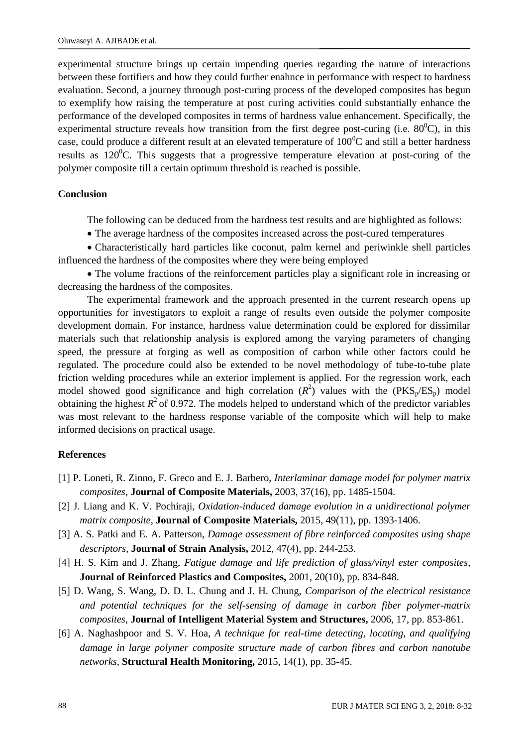experimental structure brings up certain impending queries regarding the nature of interactions between these fortifiers and how they could further enahnce in performance with respect to hardness evaluation. Second, a journey throough post-curing process of the developed composites has begun to exemplify how raising the temperature at post curing activities could substantially enhance the performance of the developed composites in terms of hardness value enhancement. Specifically, the experimental structure reveals how transition from the first degree post-curing (i.e. $80^0$C), in this case, could produce a different result at an elevated temperature of $100^0$C and still a better hardness results as $120^0$C. This suggests that a progressive temperature elevation at post-curing of the polymer composite till a certain optimum threshold is reached is possible.

**Conclusion**

The following can be deduced from the hardness test results and are highlighted as follows:

- The average hardness of the composites increased across the post-cured temperatures
- Characteristically hard particles like coconut, palm kernel and periwinkle shell particles influenced the hardness of the composites where they were being employed
- The volume fractions of the reinforcement particles play a significant role in increasing or decreasing the hardness of the composites.

The experimental framework and the approach presented in the current research opens up opportunities for investigators to exploit a range of results even outside the polymer composite development domain. For instance, hardness value determination could be explored for dissimilar materials such that relationship analysis is explored among the varying parameters of changing speed, the pressure at forging as well as composition of carbon while other factors could be regulated. The procedure could also be extended to be novel methodology of tube-to-tube plate friction welding procedures while an exterior implement is applied. For the regression work, each model showed good significance and high correlation ($R^2$) values with the ($PKS_p/ES_p$) model obtaining the highest $R^2$ of 0.972. The models helped to understand which of the predictor variables was most relevant to the hardness response variable of the composite which will help to make informed decisions on practical usage.

**References**

[1] P. Loneti, R. Zinno, F. Greco and E. J. Barbero, *Interlaminar damage model for polymer matrix composites*, **Journal of Composite Materials,** 2003, 37(16), pp. 1485-1504.

[2] J. Liang and K. V. Pochiraji, *Oxidation-induced damage evolution in a unidirectional polymer matrix composite*, **Journal of Composite Materials,** 2015, 49(11), pp. 1393-1406.

[3] A. S. Patki and E. A. Patterson, *Damage assessment of fibre reinforced composites using shape descriptors*, **Journal of Strain Analysis,** 2012, 47(4), pp. 244-253.

[4] H. S. Kim and J. Zhang, *Fatigue damage and life prediction of glass/vinyl ester composites*, **Journal of Reinforced Plastics and Composites,** 2001, 20(10), pp. 834-848.

[5] D. Wang, S. Wang, D. D. L. Chung and J. H. Chung, *Comparison of the electrical resistance and potential techniques for the self-sensing of damage in carbon fiber polymer-matrix composites*, **Journal of Intelligent Material System and Structures,** 2006, 17, pp. 853-861.

[6] A. Naghashpoor and S. V. Hoa, *A technique for real-time detecting, locating, and qualifying damage in large polymer composite structure made of carbon fibres and carbon nanotube networks*, **Structural Health Monitoring,** 2015, 14(1), pp. 35-45.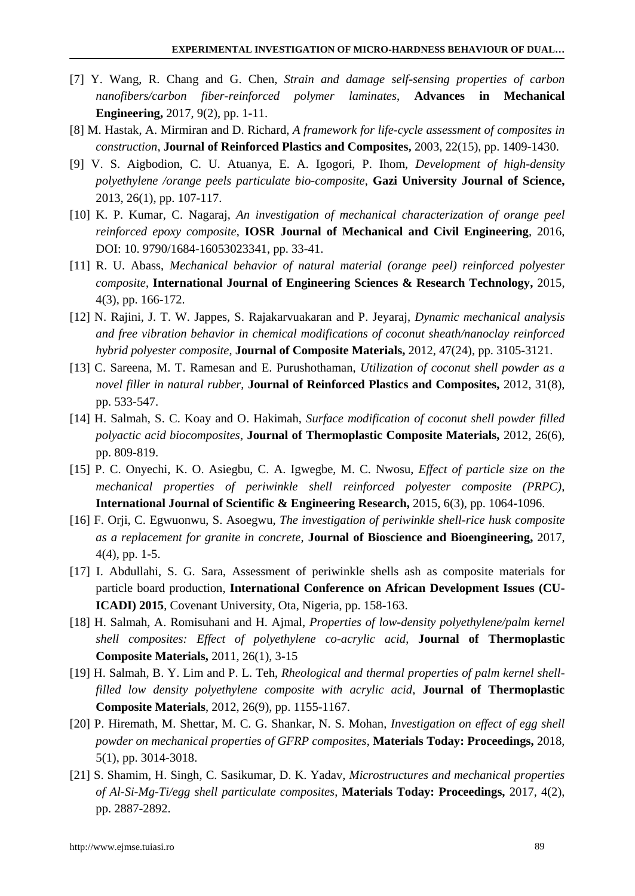[7] Y. Wang, R. Chang and G. Chen, *Strain and damage self-sensing properties of carbon nanofibers/carbon fiber-reinforced polymer laminates*, **Advances in Mechanical Engineering,** 2017, 9(2), pp. 1-11.

[8] M. Hastak, A. Mirmiran and D. Richard, *A framework for life-cycle assessment of composites in construction*, **Journal of Reinforced Plastics and Composites,** 2003, 22(15), pp. 1409-1430.

[9] V. S. Aigbodion, C. U. Atuanya, E. A. Igogori, P. Ihom, *Development of high-density polyethylene /orange peels particulate bio-composite*, **Gazi University Journal of Science,** 2013, 26(1), pp. 107-117.

[10] K. P. Kumar, C. Nagaraj, *An investigation of mechanical characterization of orange peel reinforced epoxy composite*, **IOSR Journal of Mechanical and Civil Engineering**, 2016, DOI: 10. 9790/1684-16053023341, pp. 33-41.

[11] R. U. Abass, *Mechanical behavior of natural material (orange peel) reinforced polyester composite*, **International Journal of Engineering Sciences & Research Technology,** 2015, 4(3), pp. 166-172.

[12] N. Rajini, J. T. W. Jappes, S. Rajakarvuakaran and P. Jeyaraj, *Dynamic mechanical analysis and free vibration behavior in chemical modifications of coconut sheath/nanoclay reinforced hybrid polyester composite*, **Journal of Composite Materials,** 2012, 47(24), pp. 3105-3121.

[13] C. Sareena, M. T. Ramesan and E. Purushothaman, *Utilization of coconut shell powder as a novel filler in natural rubber*, **Journal of Reinforced Plastics and Composites,** 2012, 31(8), pp. 533-547.

[14] H. Salmah, S. C. Koay and O. Hakimah, *Surface modification of coconut shell powder filled polyactic acid biocomposites*, **Journal of Thermoplastic Composite Materials,** 2012, 26(6), pp. 809-819.

[15] P. C. Onyechi, K. O. Asiegbu, C. A. Igwegbe, M. C. Nwosu, *Effect of particle size on the mechanical properties of periwinkle shell reinforced polyester composite (PRPC)*, **International Journal of Scientific & Engineering Research,** 2015, 6(3), pp. 1064-1096.

[16] F. Orji, C. Egwuonwu, S. Asoegwu, *The investigation of periwinkle shell-rice husk composite as a replacement for granite in concrete*, **Journal of Bioscience and Bioengineering,** 2017, 4(4), pp. 1-5.

[17] I. Abdullahi, S. G. Sara, Assessment of periwinkle shells ash as composite materials for particle board production, **International Conference on African Development Issues (CU-ICADI) 2015**, Covenant University, Ota, Nigeria, pp. 158-163.

[18] H. Salmah, A. Romisuhani and H. Ajmal, *Properties of low-density polyethylene/palm kernel shell composites: Effect of polyethylene co-acrylic acid*, **Journal of Thermoplastic Composite Materials,** 2011, 26(1), 3-15

[19] H. Salmah, B. Y. Lim and P. L. Teh, *Rheological and thermal properties of palm kernel shell-filled low density polyethylene composite with acrylic acid*, **Journal of Thermoplastic Composite Materials**, 2012, 26(9), pp. 1155-1167.

[20] P. Hiremath, M. Shettar, M. C. G. Shankar, N. S. Mohan, *Investigation on effect of egg shell powder on mechanical properties of GFRP composites*, **Materials Today: Proceedings,** 2018, 5(1), pp. 3014-3018.

[21] S. Shamim, H. Singh, C. Sasikumar, D. K. Yadav, *Microstructures and mechanical properties of Al-Si-Mg-Ti/egg shell particulate composites*, **Materials Today: Proceedings,** 2017, 4(2), pp. 2887-2892.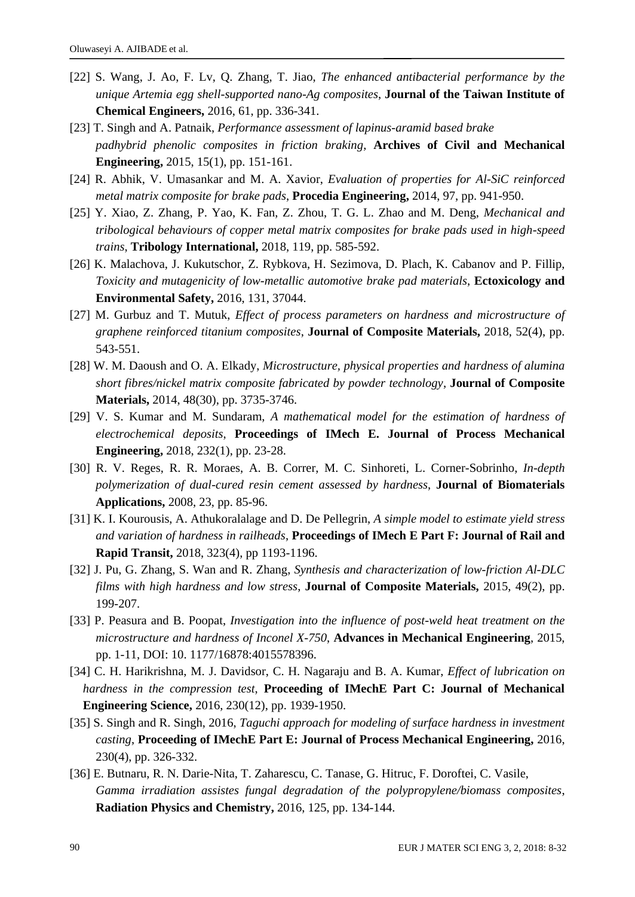[22] S. Wang, J. Ao, F. Lv, Q. Zhang, T. Jiao, *The enhanced antibacterial performance by the unique Artemia egg shell-supported nano-Ag composites*, **Journal of the Taiwan Institute of Chemical Engineers,** 2016, 61, pp. 336-341.

[23] T. Singh and A. Patnaik, *Performance assessment of lapinus-aramid based brake padhybrid phenolic composites in friction braking*, **Archives of Civil and Mechanical Engineering,** 2015, 15(1), pp. 151-161.

[24] R. Abhik, V. Umasankar and M. A. Xavior, *Evaluation of properties for Al-SiC reinforced metal matrix composite for brake pads*, **Procedia Engineering,** 2014, 97, pp. 941-950.

[25] Y. Xiao, Z. Zhang, P. Yao, K. Fan, Z. Zhou, T. G. L. Zhao and M. Deng, *Mechanical and tribological behaviours of copper metal matrix composites for brake pads used in high-speed trains*, **Tribology International,** 2018, 119, pp. 585-592.

[26] K. Malachova, J. Kukutschor, Z. Rybkova, H. Sezimova, D. Plach, K. Cabanov and P. Fillip, *Toxicity and mutagenicity of low-metallic automotive brake pad materials*, **Ectoxicology and Environmental Safety,** 2016, 131, 37044.

[27] M. Gurbuz and T. Mutuk, *Effect of process parameters on hardness and microstructure of graphene reinforced titanium composites*, **Journal of Composite Materials,** 2018, 52(4), pp. 543-551.

[28] W. M. Daoush and O. A. Elkady, *Microstructure, physical properties and hardness of alumina short fibres/nickel matrix composite fabricated by powder technology*, **Journal of Composite Materials,** 2014, 48(30), pp. 3735-3746.

[29] V. S. Kumar and M. Sundaram, *A mathematical model for the estimation of hardness of electrochemical deposits*, **Proceedings of IMech E. Journal of Process Mechanical Engineering,** 2018, 232(1), pp. 23-28.

[30] R. V. Reges, R. R. Moraes, A. B. Correr, M. C. Sinhoreti, L. Corner-Sobrinho, *In-depth polymerization of dual-cured resin cement assessed by hardness*, **Journal of Biomaterials Applications,** 2008, 23, pp. 85-96.

[31] K. I. Kourousis, A. Athukoralalage and D. De Pellegrin, *A simple model to estimate yield stress and variation of hardness in railheads*, **Proceedings of IMech E Part F: Journal of Rail and Rapid Transit,** 2018, 323(4), pp 1193-1196.

[32] J. Pu, G. Zhang, S. Wan and R. Zhang, *Synthesis and characterization of low-friction Al-DLC films with high hardness and low stress*, **Journal of Composite Materials,** 2015, 49(2), pp. 199-207.

[33] P. Peasura and B. Poopat, *Investigation into the influence of post-weld heat treatment on the microstructure and hardness of Inconel X-750*, **Advances in Mechanical Engineering**, 2015, pp. 1-11, DOI: 10. 1177/16878:4015578396.

[34] C. H. Harikrishna, M. J. Davidsor, C. H. Nagaraju and B. A. Kumar, *Effect of lubrication on hardness in the compression test*, **Proceeding of IMechE Part C: Journal of Mechanical Engineering Science,** 2016, 230(12), pp. 1939-1950.

[35] S. Singh and R. Singh, 2016, *Taguchi approach for modeling of surface hardness in investment casting*, **Proceeding of IMechE Part E: Journal of Process Mechanical Engineering,** 2016, 230(4), pp. 326-332.

[36] E. Butnaru, R. N. Darie-Nita, T. Zaharescu, C. Tanase, G. Hitruc, F. Doroftei, C. Vasile, *Gamma irradiation assistes fungal degradation of the polypropylene/biomass composites*, **Radiation Physics and Chemistry,** 2016, 125, pp. 134-144.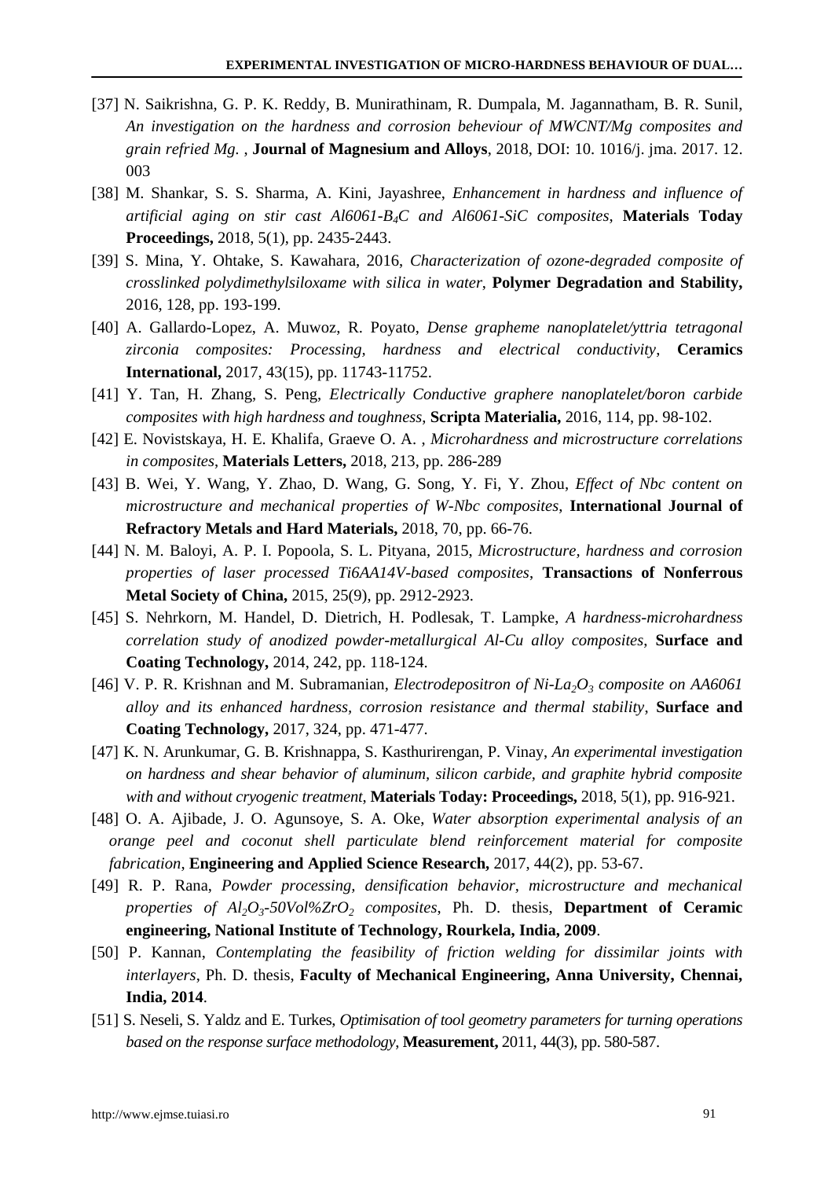[37] N. Saikrishna, G. P. K. Reddy, B. Munirathinam, R. Dumpala, M. Jagannatham, B. R. Sunil, *An investigation on the hardness and corrosion beheviour of MWCNT/Mg composites and grain refried Mg.* , **Journal of Magnesium and Alloys**, 2018, DOI: 10. 1016/j. jma. 2017. 12. 003

[38] M. Shankar, S. S. Sharma, A. Kini, Jayashree, *Enhancement in hardness and influence of artificial aging on stir cast Al6061-$B_4C$ and Al6061-SiC composites*, **Materials Today Proceedings,** 2018, 5(1), pp. 2435-2443.

[39] S. Mina, Y. Ohtake, S. Kawahara, 2016, *Characterization of ozone-degraded composite of crosslinked polydimethylsiloxame with silica in water*, **Polymer Degradation and Stability,** 2016, 128, pp. 193-199.

[40] A. Gallardo-Lopez, A. Muwoz, R. Poyato, *Dense grapheme nanoplatelet/yttria tetragonal zirconia composites: Processing, hardness and electrical conductivity*, **Ceramics International,** 2017, 43(15), pp. 11743-11752.

[41] Y. Tan, H. Zhang, S. Peng, *Electrically Conductive graphere nanoplatelet/boron carbide composites with high hardness and toughness*, **Scripta Materialia,** 2016, 114, pp. 98-102.

[42] E. Novistskaya, H. E. Khalifa, Graeve O. A. , *Microhardness and microstructure correlations in composites*, **Materials Letters,** 2018, 213, pp. 286-289

[43] B. Wei, Y. Wang, Y. Zhao, D. Wang, G. Song, Y. Fi, Y. Zhou, *Effect of Nbc content on microstructure and mechanical properties of W-Nbc composites*, **International Journal of Refractory Metals and Hard Materials,** 2018, 70, pp. 66-76.

[44] N. M. Baloyi, A. P. I. Popoola, S. L. Pityana, 2015, *Microstructure, hardness and corrosion properties of laser processed Ti6AA14V-based composites*, **Transactions of Nonferrous Metal Society of China,** 2015, 25(9), pp. 2912-2923.

[45] S. Nehrkorn, M. Handel, D. Dietrich, H. Podlesak, T. Lampke, *A hardness-microhardness correlation study of anodized powder-metallurgical Al-Cu alloy composites*, **Surface and Coating Technology,** 2014, 242, pp. 118-124.

[46] V. P. R. Krishnan and M. Subramanian, *Electrodepositron of Ni-$La_2O_3$ composite on AA6061 alloy and its enhanced hardness, corrosion resistance and thermal stability*, **Surface and Coating Technology,** 2017, 324, pp. 471-477.

[47] K. N. Arunkumar, G. B. Krishnappa, S. Kasthurirengan, P. Vinay, *An experimental investigation on hardness and shear behavior of aluminum, silicon carbide, and graphite hybrid composite with and without cryogenic treatment*, **Materials Today: Proceedings,** 2018, 5(1), pp. 916-921.

[48] O. A. Ajibade, J. O. Agunsoye, S. A. Oke, *Water absorption experimental analysis of an orange peel and coconut shell particulate blend reinforcement material for composite fabrication*, **Engineering and Applied Science Research,** 2017, 44(2), pp. 53-67.

[49] R. P. Rana, *Powder processing, densification behavior, microstructure and mechanical properties of $Al_2O_3$-50Vol%$ZrO_2$ composites*, Ph. D. thesis, **Department of Ceramic engineering, National Institute of Technology, Rourkela, India, 2009**.

[50] P. Kannan, *Contemplating the feasibility of friction welding for dissimilar joints with interlayers*, Ph. D. thesis, **Faculty of Mechanical Engineering, Anna University, Chennai, India, 2014**.

[51] S. Neseli, S. Yaldz and E. Turkes, *Optimisation of tool geometry parameters for turning operations based on the response surface methodology*, **Measurement,** 2011, 44(3), pp. 580-587.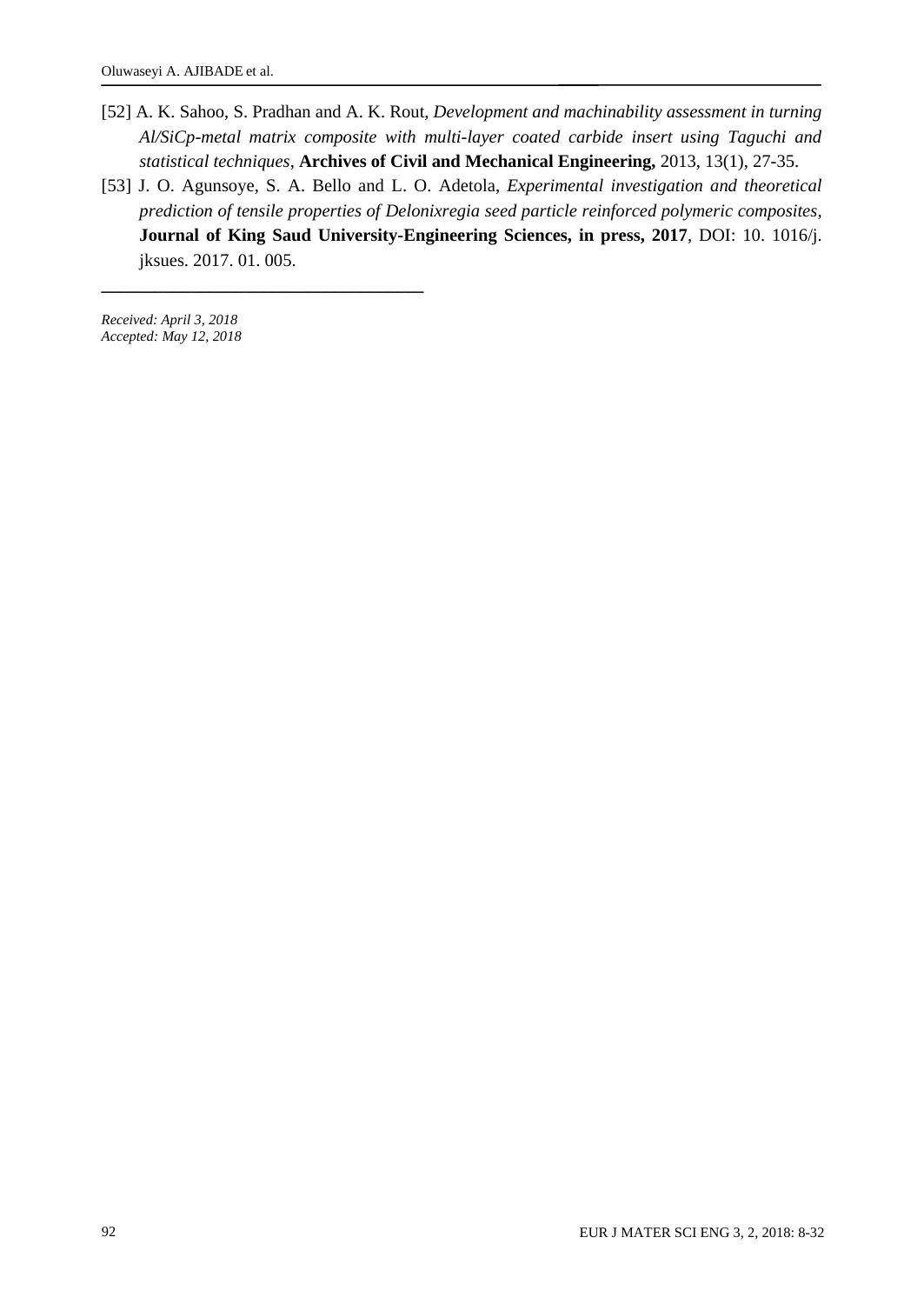[52] A. K. Sahoo, S. Pradhan and A. K. Rout, *Development and machinability assessment in turning Al/SiCp-metal matrix composite with multi-layer coated carbide insert using Taguchi and statistical techniques*, **Archives of Civil and Mechanical Engineering,** 2013, 13(1), 27-35.

[53] J. O. Agunsoye, S. A. Bello and L. O. Adetola, *Experimental investigation and theoretical prediction of tensile properties of Delonixregia seed particle reinforced polymeric composites*, **Journal of King Saud University-Engineering Sciences, in press, 2017**, DOI: 10. 1016/j. jksues. 2017. 01. 005.

---

*Received: April 3, 2018*
*Accepted: May 12, 2018*